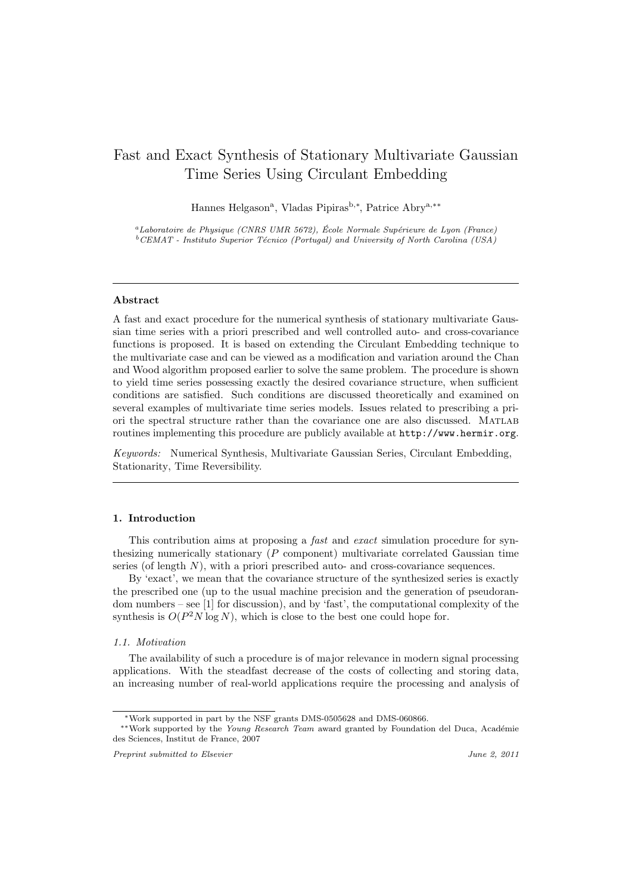# Fast and Exact Synthesis of Stationary Multivariate Gaussian Time Series Using Circulant Embedding

Hannes Helgason[a], Vladas Pipiras[b,*], Patrice Abry[a,**]

[a] *Laboratoire de Physique (CNRS UMR 5672), École Normale Supérieure de Lyon (France)*
[b] *CEMAT - Instituto Superior Técnico (Portugal) and University of North Carolina (USA)*

---

### Abstract

A fast and exact procedure for the numerical synthesis of stationary multivariate Gaussian time series with a priori prescribed and well controlled auto- and cross-covariance functions is proposed. It is based on extending the Circulant Embedding technique to the multivariate case and can be viewed as a modification and variation around the Chan and Wood algorithm proposed earlier to solve the same problem. The procedure is shown to yield time series possessing exactly the desired covariance structure, when sufficient conditions are satisfied. Such conditions are discussed theoretically and examined on several examples of multivariate time series models. Issues related to prescribing a priori the spectral structure rather than the covariance one are also discussed. MATLAB routines implementing this procedure are publicly available at http://www.hermir.org.

*Keywords:* Numerical Synthesis, Multivariate Gaussian Series, Circulant Embedding, Stationarity, Time Reversibility.

---

## 1. Introduction

This contribution aims at proposing a *fast* and *exact* simulation procedure for synthesizing numerically stationary ($P$ component) multivariate correlated Gaussian time series (of length $N$), with a priori prescribed auto- and cross-covariance sequences.

By 'exact', we mean that the covariance structure of the synthesized series is exactly the prescribed one (up to the usual machine precision and the generation of pseudorandom numbers – see [1] for discussion), and by 'fast', the computational complexity of the synthesis is $O(P^2 N \log N)$, which is close to the best one could hope for.

### *1.1. Motivation*

The availability of such a procedure is of major relevance in modern signal processing applications. With the steadfast decrease of the costs of collecting and storing data, an increasing number of real-world applications require the processing and analysis of

---

*Work supported in part by the NSF grants DMS-0505628 and DMS-060866.

**Work supported by the *Young Research Team* award granted by Foundation del Duca, Académie des Sciences, Institut de France, 2007

*Preprint submitted to Elsevier* June 2, 2011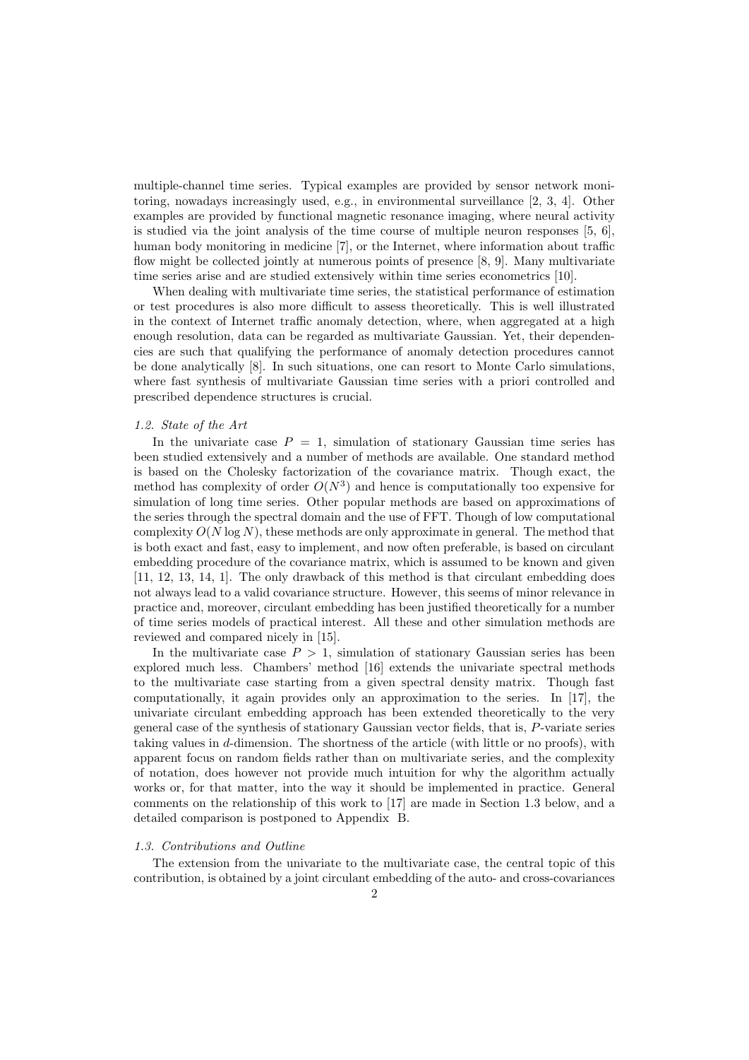multiple-channel time series. Typical examples are provided by sensor network monitoring, nowadays increasingly used, e.g., in environmental surveillance [2, 3, 4]. Other examples are provided by functional magnetic resonance imaging, where neural activity is studied via the joint analysis of the time course of multiple neuron responses [5, 6], human body monitoring in medicine [7], or the Internet, where information about traffic flow might be collected jointly at numerous points of presence [8, 9]. Many multivariate time series arise and are studied extensively within time series econometrics [10].

When dealing with multivariate time series, the statistical performance of estimation or test procedures is also more difficult to assess theoretically. This is well illustrated in the context of Internet traffic anomaly detection, where, when aggregated at a high enough resolution, data can be regarded as multivariate Gaussian. Yet, their dependencies are such that qualifying the performance of anomaly detection procedures cannot be done analytically [8]. In such situations, one can resort to Monte Carlo simulations, where fast synthesis of multivariate Gaussian time series with a priori controlled and prescribed dependence structures is crucial.

### *1.2. State of the Art*

In the univariate case $P = 1$, simulation of stationary Gaussian time series has been studied extensively and a number of methods are available. One standard method is based on the Cholesky factorization of the covariance matrix. Though exact, the method has complexity of order $O(N^3)$ and hence is computationally too expensive for simulation of long time series. Other popular methods are based on approximations of the series through the spectral domain and the use of FFT. Though of low computational complexity $O(N \log N)$, these methods are only approximate in general. The method that is both exact and fast, easy to implement, and now often preferable, is based on circulant embedding procedure of the covariance matrix, which is assumed to be known and given [11, 12, 13, 14, 1]. The only drawback of this method is that circulant embedding does not always lead to a valid covariance structure. However, this seems of minor relevance in practice and, moreover, circulant embedding has been justified theoretically for a number of time series models of practical interest. All these and other simulation methods are reviewed and compared nicely in [15].

In the multivariate case $P > 1$, simulation of stationary Gaussian series has been explored much less. Chambers' method [16] extends the univariate spectral methods to the multivariate case starting from a given spectral density matrix. Though fast computationally, it again provides only an approximation to the series. In [17], the univariate circulant embedding approach has been extended theoretically to the very general case of the synthesis of stationary Gaussian vector fields, that is, $P$-variate series taking values in $d$-dimension. The shortness of the article (with little or no proofs), with apparent focus on random fields rather than on multivariate series, and the complexity of notation, does however not provide much intuition for why the algorithm actually works or, for that matter, into the way it should be implemented in practice. General comments on the relationship of this work to [17] are made in Section 1.3 below, and a detailed comparison is postponed to Appendix B.

### *1.3. Contributions and Outline*

The extension from the univariate to the multivariate case, the central topic of this contribution, is obtained by a joint circulant embedding of the auto- and cross-covariances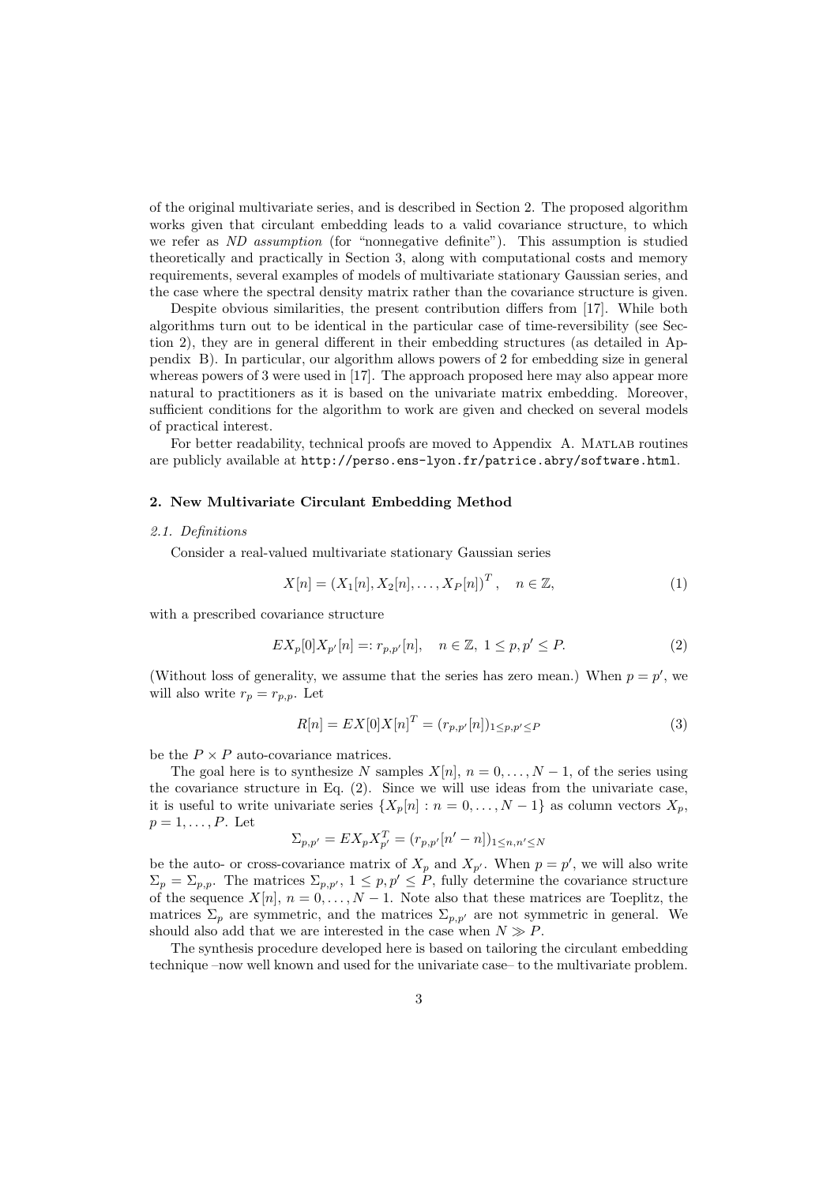of the original multivariate series, and is described in Section 2. The proposed algorithm works given that circulant embedding leads to a valid covariance structure, to which we refer as *ND assumption* (for "nonnegative definite"). This assumption is studied theoretically and practically in Section 3, along with computational costs and memory requirements, several examples of models of multivariate stationary Gaussian series, and the case where the spectral density matrix rather than the covariance structure is given.

Despite obvious similarities, the present contribution differs from [17]. While both algorithms turn out to be identical in the particular case of time-reversibility (see Section 2), they are in general different in their embedding structures (as detailed in Appendix B). In particular, our algorithm allows powers of 2 for embedding size in general whereas powers of 3 were used in [17]. The approach proposed here may also appear more natural to practitioners as it is based on the univariate matrix embedding. Moreover, sufficient conditions for the algorithm to work are given and checked on several models of practical interest.

For better readability, technical proofs are moved to Appendix A. MATLAB routines are publicly available at http://perso.ens-lyon.fr/patrice.abry/software.html.

## 2. New Multivariate Circulant Embedding Method

### 2.1. Definitions

Consider a real-valued multivariate stationary Gaussian series

$$X[n] = (X_1[n], X_2[n], \dots, X_P[n])^T, \quad n \in \mathbb{Z}, \tag{1}$$

with a prescribed covariance structure

$$EX_p[0]X_{p'}[n] =: r_{p,p'}[n], \quad n \in \mathbb{Z},\ 1 \le p, p' \le P. \tag{2}$$

(Without loss of generality, we assume that the series has zero mean.) When $p = p'$, we will also write $r_p = r_{p,p}$. Let

$$R[n] = EX[0]X[n]^T = (r_{p,p'}[n])_{1 \le p,p' \le P} \tag{3}$$

be the $P \times P$ auto-covariance matrices.

The goal here is to synthesize $N$ samples $X[n]$, $n = 0, \dots, N-1$, of the series using the covariance structure in Eq. (2). Since we will use ideas from the univariate case, it is useful to write univariate series $\{X_p[n] : n = 0, \dots, N-1\}$ as column vectors $X_p$, $p = 1, \dots, P$. Let

$$\Sigma_{p,p'} = EX_p X_{p'}^T = (r_{p,p'}[n' - n])_{1 \le n,n' \le N}$$

be the auto- or cross-covariance matrix of $X_p$ and $X_{p'}$. When $p = p'$, we will also write $\Sigma_p = \Sigma_{p,p}$. The matrices $\Sigma_{p,p'}$, $1 \le p, p' \le P$, fully determine the covariance structure of the sequence $X[n]$, $n = 0, \dots, N-1$. Note also that these matrices are Toeplitz, the matrices $\Sigma_p$ are symmetric, and the matrices $\Sigma_{p,p'}$ are not symmetric in general. We should also add that we are interested in the case when $N \gg P$.

The synthesis procedure developed here is based on tailoring the circulant embedding technique –now well known and used for the univariate case– to the multivariate problem.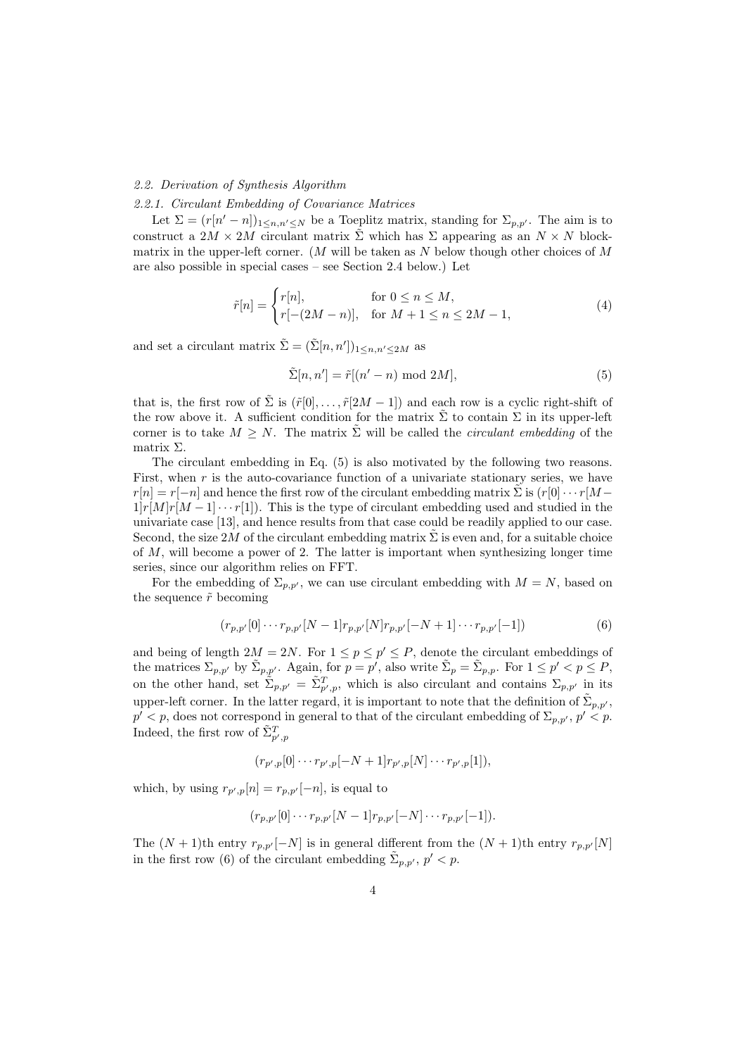### 2.2. Derivation of Synthesis Algorithm

#### 2.2.1. Circulant Embedding of Covariance Matrices

Let $\Sigma = (r[n'-n])_{1\leq n,n'\leq N}$ be a Toeplitz matrix, standing for $\Sigma_{p,p'}$. The aim is to construct a $2M \times 2M$ circulant matrix $\tilde{\Sigma}$ which has $\Sigma$ appearing as an $N \times N$ block-matrix in the upper-left corner. ($M$ will be taken as $N$ below though other choices of $M$ are also possible in special cases – see Section 2.4 below.) Let

$$\tilde{r}[n] = \begin{cases} r[n], & \text{for } 0 \leq n \leq M, \\ r[-(2M-n)], & \text{for } M+1 \leq n \leq 2M-1, \end{cases} \tag{4}$$

and set a circulant matrix $\tilde{\Sigma} = (\tilde{\Sigma}[n,n'])_{1\leq n,n'\leq 2M}$ as

$$\tilde{\Sigma}[n,n'] = \tilde{r}[(n'-n) \bmod 2M], \tag{5}$$

that is, the first row of $\tilde{\Sigma}$ is $(\tilde{r}[0],\dots,\tilde{r}[2M-1])$ and each row is a cyclic right-shift of the row above it. A sufficient condition for the matrix $\tilde{\Sigma}$ to contain $\Sigma$ in its upper-left corner is to take $M \geq N$. The matrix $\tilde{\Sigma}$ will be called the *circulant embedding* of the matrix $\Sigma$.

The circulant embedding in Eq. (5) is also motivated by the following two reasons. First, when $r$ is the auto-covariance function of a univariate stationary series, we have $r[n] = r[-n]$ and hence the first row of the circulant embedding matrix $\tilde{\Sigma}$ is $(r[0]\cdots r[M-1]r[M]r[M-1]\cdots r[1])$. This is the type of circulant embedding used and studied in the univariate case [13], and hence results from that case could be readily applied to our case. Second, the size $2M$ of the circulant embedding matrix $\tilde{\Sigma}$ is even and, for a suitable choice of $M$, will become a power of 2. The latter is important when synthesizing longer time series, since our algorithm relies on FFT.

For the embedding of $\Sigma_{p,p'}$, we can use circulant embedding with $M = N$, based on the sequence $\tilde{r}$ becoming

$$(r_{p,p'}[0]\cdots r_{p,p'}[N-1]r_{p,p'}[N]r_{p,p'}[-N+1]\cdots r_{p,p'}[-1]) \tag{6}$$

and being of length $2M = 2N$. For $1 \leq p \leq p' \leq P$, denote the circulant embeddings of the matrices $\Sigma_{p,p'}$ by $\tilde{\Sigma}_{p,p'}$. Again, for $p = p'$, also write $\tilde{\Sigma}_p = \tilde{\Sigma}_{p,p}$. For $1 \leq p' < p \leq P$, on the other hand, set $\tilde{\Sigma}_{p,p'} = \tilde{\Sigma}^T_{p',p}$, which is also circulant and contains $\Sigma_{p,p'}$ in its upper-left corner. In the latter regard, it is important to note that the definition of $\tilde{\Sigma}_{p,p'}$, $p' < p$, does not correspond in general to that of the circulant embedding of $\Sigma_{p,p'}$, $p' < p$. Indeed, the first row of $\tilde{\Sigma}^T_{p',p}$

$$(r_{p',p}[0]\cdots r_{p',p}[-N+1]r_{p',p}[N]\cdots r_{p',p}[1]),$$

which, by using $r_{p',p}[n] = r_{p,p'}[-n]$, is equal to

$$(r_{p,p'}[0]\cdots r_{p,p'}[N-1]r_{p,p'}[-N]\cdots r_{p,p'}[-1]).$$

The $(N+1)$th entry $r_{p,p'}[-N]$ is in general different from the $(N+1)$th entry $r_{p,p'}[N]$ in the first row (6) of the circulant embedding $\tilde{\Sigma}_{p,p'}$, $p' < p$.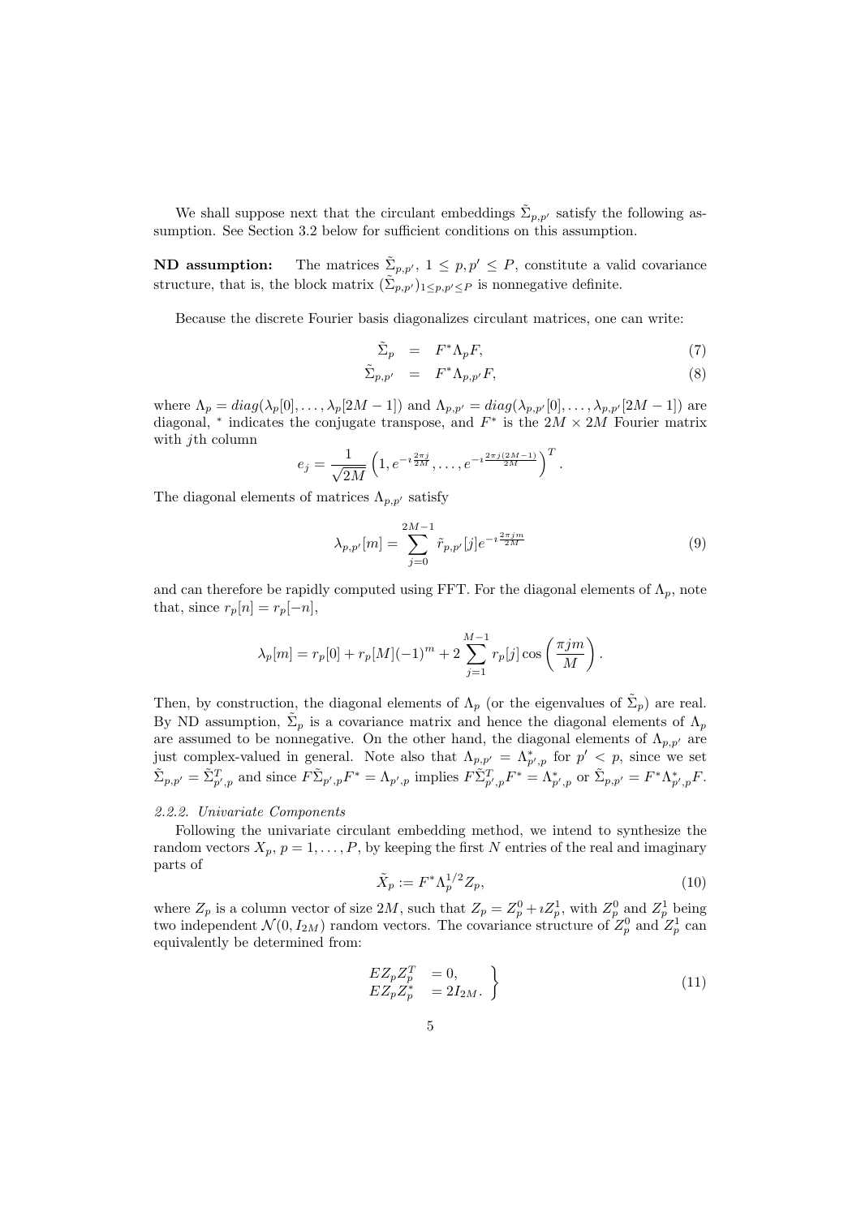We shall suppose next that the circulant embeddings $\tilde{\Sigma}_{p,p'}$ satisfy the following assumption. See Section 3.2 below for sufficient conditions on this assumption.

**ND assumption:** The matrices $\tilde{\Sigma}_{p,p'}$, $1 \le p, p' \le P$, constitute a valid covariance structure, that is, the block matrix $(\tilde{\Sigma}_{p,p'})_{1\le p,p' \le P}$ is nonnegative definite.

Because the discrete Fourier basis diagonalizes circulant matrices, one can write:

$$\tilde{\Sigma}_p = F^* \Lambda_p F, \tag{7}$$

$$\tilde{\Sigma}_{p,p'} = F^* \Lambda_{p,p'} F, \tag{8}$$

where $\Lambda_p = diag(\lambda_p[0], \dots, \lambda_p[2M-1])$ and $\Lambda_{p,p'} = diag(\lambda_{p,p'}[0], \dots, \lambda_{p,p'}[2M-1])$ are diagonal, $^*$ indicates the conjugate transpose, and $F^*$ is the $2M \times 2M$ Fourier matrix with $j$th column

$$e_j = \frac{1}{\sqrt{2M}} \left(1, e^{-\imath \frac{2\pi j}{2M}}, \dots, e^{-\imath \frac{2\pi j (2M-1)}{2M}}\right)^T.$$

The diagonal elements of matrices $\Lambda_{p,p'}$ satisfy

$$\lambda_{p,p'}[m] = \sum_{j=0}^{2M-1} \tilde{r}_{p,p'}[j] e^{-\imath \frac{2\pi j m}{2M}} \tag{9}$$

and can therefore be rapidly computed using FFT. For the diagonal elements of $\Lambda_p$, note that, since $r_p[n] = r_p[-n]$,

$$\lambda_p[m] = r_p[0] + r_p[M](-1)^m + 2\sum_{j=1}^{M-1} r_p[j] \cos\left(\frac{\pi j m}{M}\right).$$

Then, by construction, the diagonal elements of $\Lambda_p$ (or the eigenvalues of $\tilde{\Sigma}_p$) are real. By ND assumption, $\tilde{\Sigma}_p$ is a covariance matrix and hence the diagonal elements of $\Lambda_p$ are assumed to be nonnegative. On the other hand, the diagonal elements of $\Lambda_{p,p'}$ are just complex-valued in general. Note also that $\Lambda_{p,p'} = \Lambda^*_{p',p}$ for $p' < p$, since we set $\tilde{\Sigma}_{p,p'} = \tilde{\Sigma}^T_{p',p}$ and since $F\tilde{\Sigma}_{p',p}F^* = \Lambda_{p',p}$ implies $F\tilde{\Sigma}^T_{p',p}F^* = \Lambda^*_{p',p}$ or $\tilde{\Sigma}_{p,p'} = F^*\Lambda^*_{p',p}F$.

#### *2.2.2. Univariate Components*

Following the univariate circulant embedding method, we intend to synthesize the random vectors $X_p$, $p = 1, \dots, P$, by keeping the first $N$ entries of the real and imaginary parts of

$$\tilde{X}_p := F^* \Lambda_p^{1/2} Z_p, \tag{10}$$

where $Z_p$ is a column vector of size $2M$, such that $Z_p = Z_p^0 + \imath Z_p^1$, with $Z_p^0$ and $Z_p^1$ being two independent $\mathcal{N}(0, I_{2M})$ random vectors. The covariance structure of $Z_p^0$ and $Z_p^1$ can equivalently be determined from:

$$\left.\begin{aligned} EZ_pZ_p^T &= 0, \\ EZ_pZ_p^* &= 2I_{2M}. \end{aligned}\right\} \tag{11}$$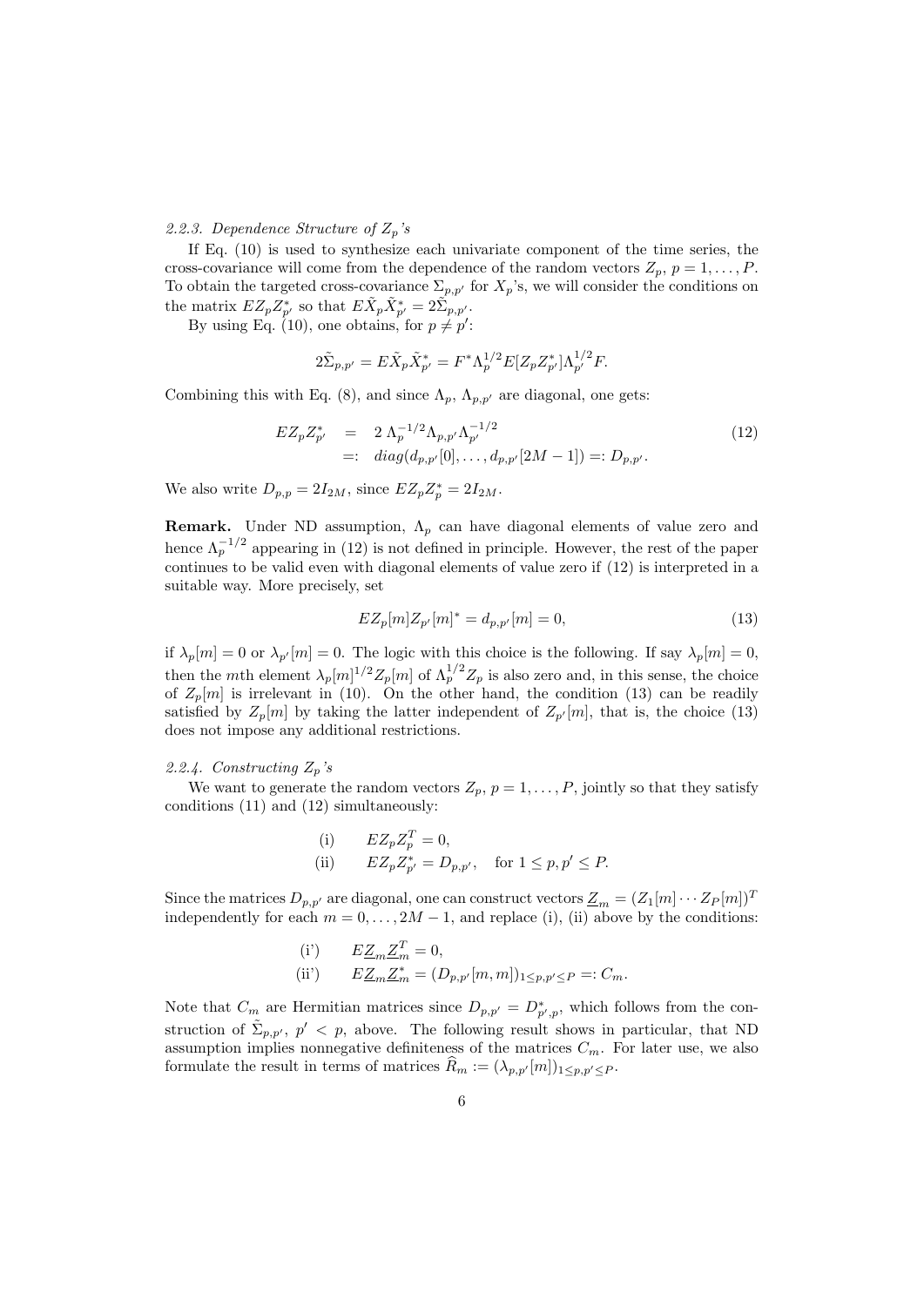*2.2.3. Dependence Structure of $Z_p$'s*

If Eq. (10) is used to synthesize each univariate component of the time series, the cross-covariance will come from the dependence of the random vectors $Z_p$, $p = 1, \ldots, P$. To obtain the targeted cross-covariance $\Sigma_{p,p'}$ for $X_p$'s, we will consider the conditions on the matrix $EZ_pZ_{p'}^*$ so that $E\tilde{X}_p\tilde{X}_{p'}^* = 2\tilde{\Sigma}_{p,p'}$.

By using Eq. (10), one obtains, for $p \neq p'$:

$$2\tilde{\Sigma}_{p,p'} = E\tilde{X}_p\tilde{X}_{p'}^* = F^*\Lambda_p^{1/2}E[Z_pZ_{p'}^*]\Lambda_{p'}^{1/2}F.$$

Combining this with Eq. (8), and since $\Lambda_p$, $\Lambda_{p,p'}$ are diagonal, one gets:

$$\begin{aligned} EZ_pZ_{p'}^* &= 2\,\Lambda_p^{-1/2}\Lambda_{p,p'}\Lambda_{p'}^{-1/2} \\ &=: diag(d_{p,p'}[0], \ldots, d_{p,p'}[2M-1]) =: D_{p,p'}. \end{aligned} \tag{12}$$

We also write $D_{p,p} = 2I_{2M}$, since $EZ_pZ_p^* = 2I_{2M}$.

**Remark.** Under ND assumption, $\Lambda_p$ can have diagonal elements of value zero and hence $\Lambda_p^{-1/2}$ appearing in (12) is not defined in principle. However, the rest of the paper continues to be valid even with diagonal elements of value zero if (12) is interpreted in a suitable way. More precisely, set

$$EZ_p[m]Z_{p'}[m]^* = d_{p,p'}[m] = 0, \tag{13}$$

if $\lambda_p[m] = 0$ or $\lambda_{p'}[m] = 0$. The logic with this choice is the following. If say $\lambda_p[m] = 0$, then the $m$th element $\lambda_p[m]^{1/2}Z_p[m]$ of $\Lambda_p^{1/2}Z_p$ is also zero and, in this sense, the choice of $Z_p[m]$ is irrelevant in (10). On the other hand, the condition (13) can be readily satisfied by $Z_p[m]$ by taking the latter independent of $Z_{p'}[m]$, that is, the choice (13) does not impose any additional restrictions.

*2.2.4. Constructing $Z_p$'s*

We want to generate the random vectors $Z_p$, $p = 1, \ldots, P$, jointly so that they satisfy conditions (11) and (12) simultaneously:

$$\begin{aligned} &\text{(i)} \qquad EZ_pZ_p^T = 0, \\ &\text{(ii)} \qquad EZ_pZ_{p'}^* = D_{p,p'}, \quad \text{for } 1 \leq p, p' \leq P. \end{aligned}$$

Since the matrices $D_{p,p'}$ are diagonal, one can construct vectors $\underline{Z}_m = (Z_1[m] \cdots Z_P[m])^T$ independently for each $m = 0, \ldots, 2M-1$, and replace (i), (ii) above by the conditions:

$$\begin{aligned} &\text{(i')} \qquad E\underline{Z}_m\underline{Z}_m^T = 0, \\ &\text{(ii')} \qquad E\underline{Z}_m\underline{Z}_m^* = (D_{p,p'}[m,m])_{1\leq p,p'\leq P} =: C_m. \end{aligned}$$

Note that $C_m$ are Hermitian matrices since $D_{p,p'} = D_{p',p}^*$, which follows from the construction of $\tilde{\Sigma}_{p,p'}$, $p' < p$, above. The following result shows in particular, that ND assumption implies nonnegative definiteness of the matrices $C_m$. For later use, we also formulate the result in terms of matrices $\widehat{R}_m := (\lambda_{p,p'}[m])_{1\leq p,p'\leq P}$.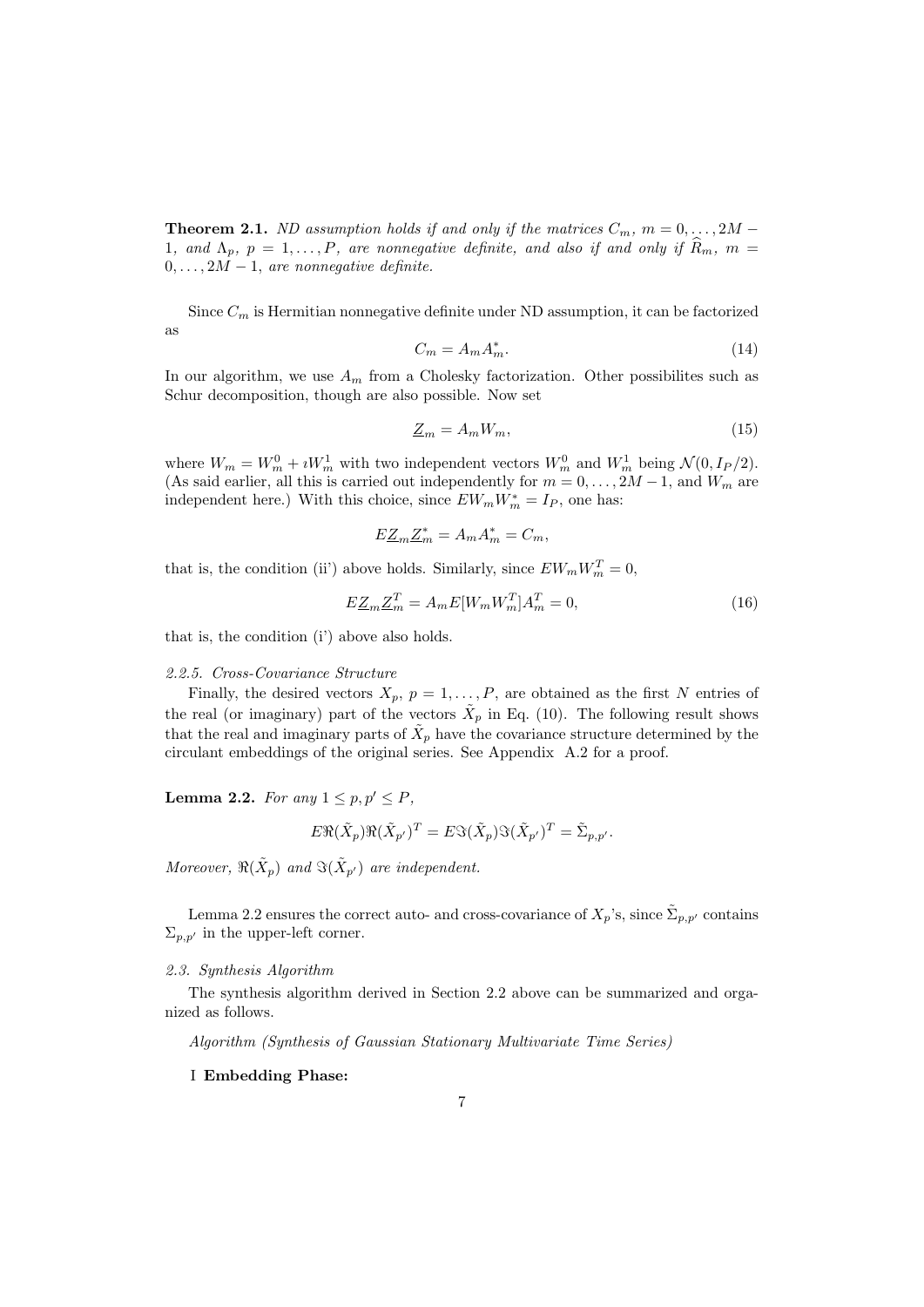**Theorem 2.1.** *ND assumption holds if and only if the matrices $C_m$, $m = 0, \dots, 2M-1$, and $\Lambda_p$, $p = 1, \dots, P$, are nonnegative definite, and also if and only if $\widehat{R}_m$, $m = 0, \dots, 2M-1$, are nonnegative definite.*

Since $C_m$ is Hermitian nonnegative definite under ND assumption, it can be factorized as

$$C_m = A_m A_m^*. \tag{14}$$

In our algorithm, we use $A_m$ from a Cholesky factorization. Other possibilites such as Schur decomposition, though are also possible. Now set

$$\underline{Z}_m = A_m W_m, \tag{15}$$

where $W_m = W_m^0 + \imath W_m^1$ with two independent vectors $W_m^0$ and $W_m^1$ being $\mathcal{N}(0, I_P/2)$. (As said earlier, all this is carried out independently for $m = 0, \dots, 2M-1$, and $W_m$ are independent here.) With this choice, since $EW_m W_m^* = I_P$, one has:

$$E\underline{Z}_m \underline{Z}_m^* = A_m A_m^* = C_m,$$

that is, the condition (ii') above holds. Similarly, since $EW_m W_m^T = 0$,

$$E\underline{Z}_m \underline{Z}_m^T = A_m E[W_m W_m^T] A_m^T = 0, \tag{16}$$

that is, the condition (i') above also holds.

#### 2.2.5. Cross-Covariance Structure

Finally, the desired vectors $X_p$, $p = 1, \dots, P$, are obtained as the first $N$ entries of the real (or imaginary) part of the vectors $\tilde{X}_p$ in Eq. (10). The following result shows that the real and imaginary parts of $\tilde{X}_p$ have the covariance structure determined by the circulant embeddings of the original series. See Appendix A.2 for a proof.

**Lemma 2.2.** *For any $1 \le p, p' \le P$,*

$$E\Re(\tilde{X}_p)\Re(\tilde{X}_{p'})^T = E\Im(\tilde{X}_p)\Im(\tilde{X}_{p'})^T = \tilde{\Sigma}_{p,p'}.$$

*Moreover, $\Re(\tilde{X}_p)$ and $\Im(\tilde{X}_{p'})$ are independent.*

Lemma 2.2 ensures the correct auto- and cross-covariance of $X_p$'s, since $\tilde{\Sigma}_{p,p'}$ contains $\Sigma_{p,p'}$ in the upper-left corner.

### 2.3. Synthesis Algorithm

The synthesis algorithm derived in Section 2.2 above can be summarized and organized as follows.

*Algorithm (Synthesis of Gaussian Stationary Multivariate Time Series)*

I **Embedding Phase:**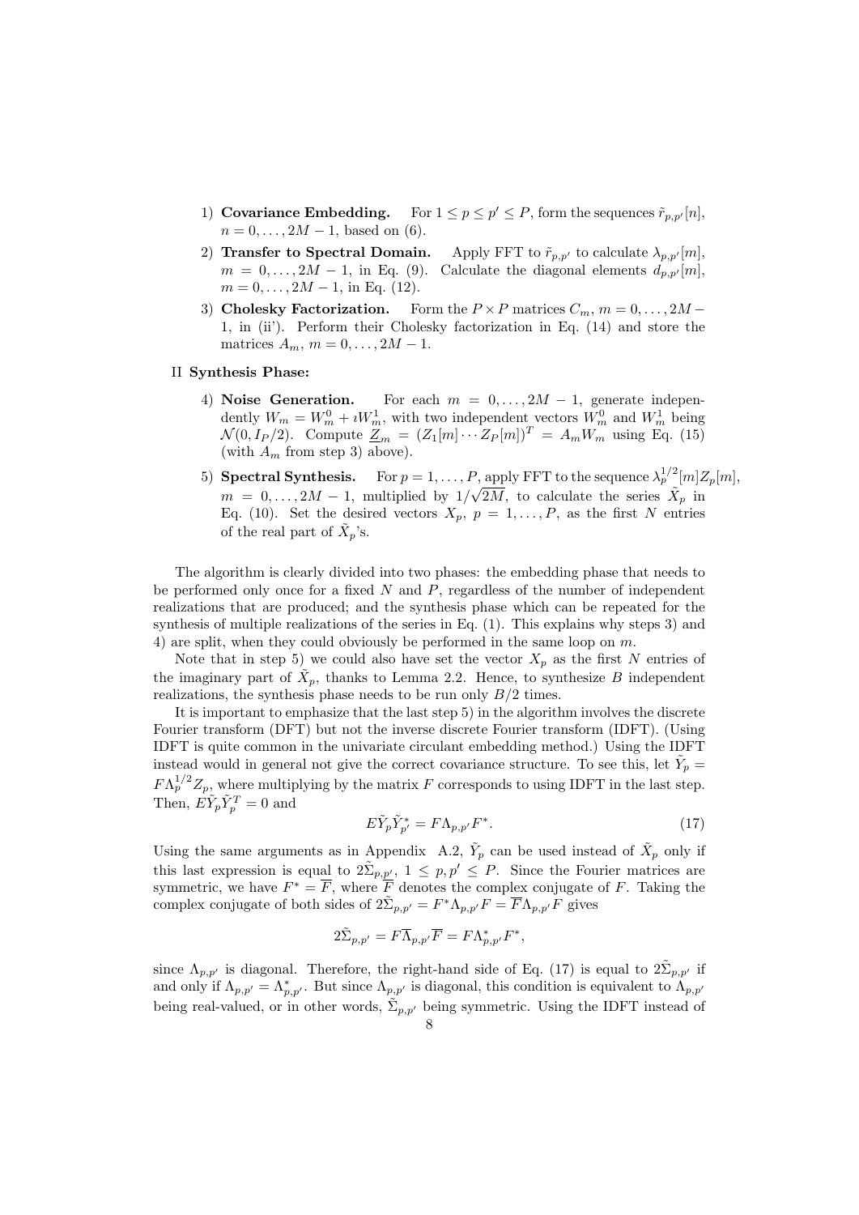1) **Covariance Embedding.** For $1 \le p \le p' \le P$, form the sequences $\tilde{r}_{p,p'}[n]$, $n = 0, \dots, 2M-1$, based on (6).
2) **Transfer to Spectral Domain.** Apply FFT to $\tilde{r}_{p,p'}$ to calculate $\lambda_{p,p'}[m]$, $m = 0, \dots, 2M-1$, in Eq. (9). Calculate the diagonal elements $d_{p,p'}[m]$, $m = 0, \dots, 2M-1$, in Eq. (12).
3) **Cholesky Factorization.** Form the $P \times P$ matrices $C_m$, $m = 0, \dots, 2M-1$, in (ii'). Perform their Cholesky factorization in Eq. (14) and store the matrices $A_m$, $m = 0, \dots, 2M-1$.

II **Synthesis Phase:**

4) **Noise Generation.** For each $m = 0, \dots, 2M-1$, generate independently $W_m = W_m^0 + \imath W_m^1$, with two independent vectors $W_m^0$ and $W_m^1$ being $\mathcal{N}(0, I_P/2)$. Compute $\underline{Z}_m = (Z_1[m] \cdots Z_P[m])^T = A_m W_m$ using Eq. (15) (with $A_m$ from step 3) above).
5) **Spectral Synthesis.** For $p = 1, \dots, P$, apply FFT to the sequence $\lambda_p^{1/2}[m] Z_p[m]$, $m = 0, \dots, 2M-1$, multiplied by $1/\sqrt{2M}$, to calculate the series $\tilde{X}_p$ in Eq. (10). Set the desired vectors $X_p$, $p = 1, \dots, P$, as the first $N$ entries of the real part of $\tilde{X}_p$'s.

The algorithm is clearly divided into two phases: the embedding phase that needs to be performed only once for a fixed $N$ and $P$, regardless of the number of independent realizations that are produced; and the synthesis phase which can be repeated for the synthesis of multiple realizations of the series in Eq. (1). This explains why steps 3) and 4) are split, when they could obviously be performed in the same loop on $m$.

Note that in step 5) we could also have set the vector $X_p$ as the first $N$ entries of the imaginary part of $\tilde{X}_p$, thanks to Lemma 2.2. Hence, to synthesize $B$ independent realizations, the synthesis phase needs to be run only $B/2$ times.

It is important to emphasize that the last step 5) in the algorithm involves the discrete Fourier transform (DFT) but not the inverse discrete Fourier transform (IDFT). (Using IDFT is quite common in the univariate circulant embedding method.) Using the IDFT instead would in general not give the correct covariance structure. To see this, let $\tilde{Y}_p = F \Lambda_p^{1/2} Z_p$, where multiplying by the matrix $F$ corresponds to using IDFT in the last step. Then, $E\tilde{Y}_p \tilde{Y}_p^T = 0$ and

$$E\tilde{Y}_p \tilde{Y}_{p'}^* = F \Lambda_{p,p'} F^*. \tag{17}$$

Using the same arguments as in Appendix A.2, $\tilde{Y}_p$ can be used instead of $\tilde{X}_p$ only if this last expression is equal to $2\tilde{\Sigma}_{p,p'}$, $1 \le p, p' \le P$. Since the Fourier matrices are symmetric, we have $F^* = \overline{F}$, where $\overline{F}$ denotes the complex conjugate of $F$. Taking the complex conjugate of both sides of $2\tilde{\Sigma}_{p,p'} = F^* \Lambda_{p,p'} F = \overline{F} \Lambda_{p,p'} F$ gives

$$2\tilde{\Sigma}_{p,p'} = F \overline{\Lambda}_{p,p'} \overline{F} = F \Lambda_{p,p'}^* F^*,$$

since $\Lambda_{p,p'}$ is diagonal. Therefore, the right-hand side of Eq. (17) is equal to $2\tilde{\Sigma}_{p,p'}$ if and only if $\Lambda_{p,p'} = \Lambda_{p,p'}^*$. But since $\Lambda_{p,p'}$ is diagonal, this condition is equivalent to $\Lambda_{p,p'}$ being real-valued, or in other words, $\tilde{\Sigma}_{p,p'}$ being symmetric. Using the IDFT instead of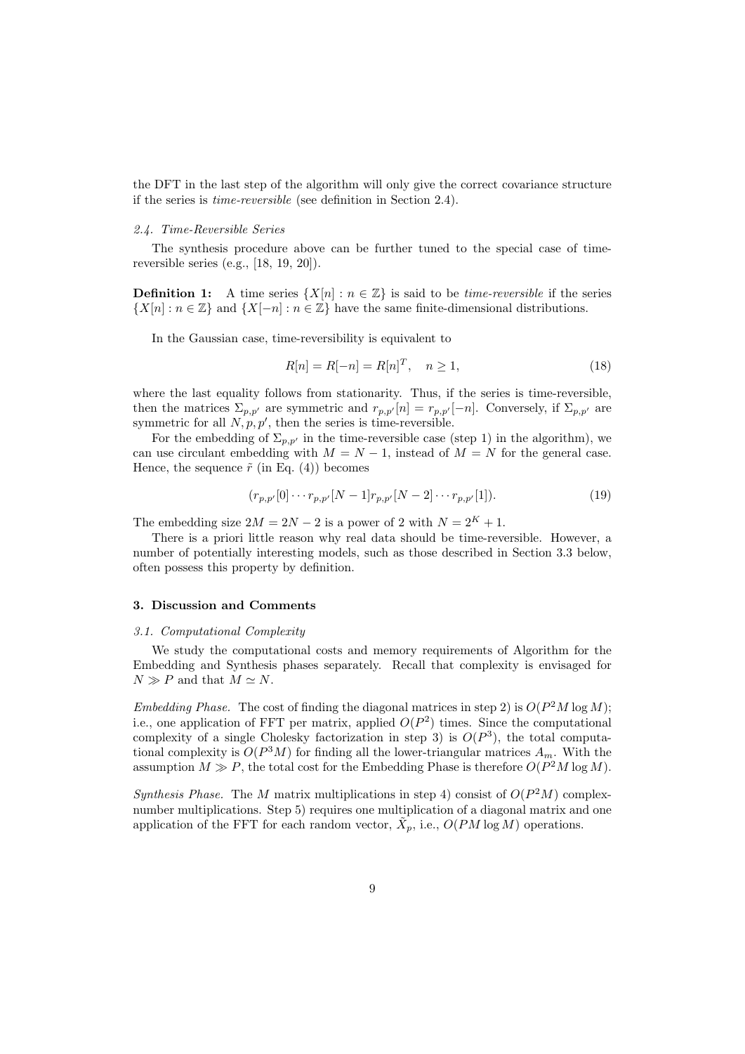the DFT in the last step of the algorithm will only give the correct covariance structure if the series is *time-reversible* (see definition in Section 2.4).

### *2.4. Time-Reversible Series*

The synthesis procedure above can be further tuned to the special case of time-reversible series (e.g., [18, 19, 20]).

**Definition 1:** A time series $\{X[n] : n \in \mathbb{Z}\}$ is said to be *time-reversible* if the series $\{X[n] : n \in \mathbb{Z}\}$ and $\{X[-n] : n \in \mathbb{Z}\}$ have the same finite-dimensional distributions.

In the Gaussian case, time-reversibility is equivalent to

$$R[n] = R[-n] = R[n]^T, \quad n \geq 1, \tag{18}$$

where the last equality follows from stationarity. Thus, if the series is time-reversible, then the matrices $\Sigma_{p,p'}$ are symmetric and $r_{p,p'}[n] = r_{p,p'}[-n]$. Conversely, if $\Sigma_{p,p'}$ are symmetric for all $N, p, p'$, then the series is time-reversible.

For the embedding of $\Sigma_{p,p'}$ in the time-reversible case (step 1) in the algorithm), we can use circulant embedding with $M = N - 1$, instead of $M = N$ for the general case. Hence, the sequence $\tilde{r}$ (in Eq. (4)) becomes

$$(r_{p,p'}[0] \cdots r_{p,p'}[N-1] r_{p,p'}[N-2] \cdots r_{p,p'}[1]). \tag{19}$$

The embedding size $2M = 2N - 2$ is a power of 2 with $N = 2^K + 1$.

There is a priori little reason why real data should be time-reversible. However, a number of potentially interesting models, such as those described in Section 3.3 below, often possess this property by definition.

## 3. Discussion and Comments

### *3.1. Computational Complexity*

We study the computational costs and memory requirements of Algorithm for the Embedding and Synthesis phases separately. Recall that complexity is envisaged for $N \gg P$ and that $M \simeq N$.

*Embedding Phase.* The cost of finding the diagonal matrices in step 2) is $O(P^2 M \log M)$; i.e., one application of FFT per matrix, applied $O(P^2)$ times. Since the computational complexity of a single Cholesky factorization in step 3) is $O(P^3)$, the total computational complexity is $O(P^3 M)$ for finding all the lower-triangular matrices $A_m$. With the assumption $M \gg P$, the total cost for the Embedding Phase is therefore $O(P^2 M \log M)$.

*Synthesis Phase.* The $M$ matrix multiplications in step 4) consist of $O(P^2 M)$ complex-number multiplications. Step 5) requires one multiplication of a diagonal matrix and one application of the FFT for each random vector, $\tilde{X}_p$, i.e., $O(PM \log M)$ operations.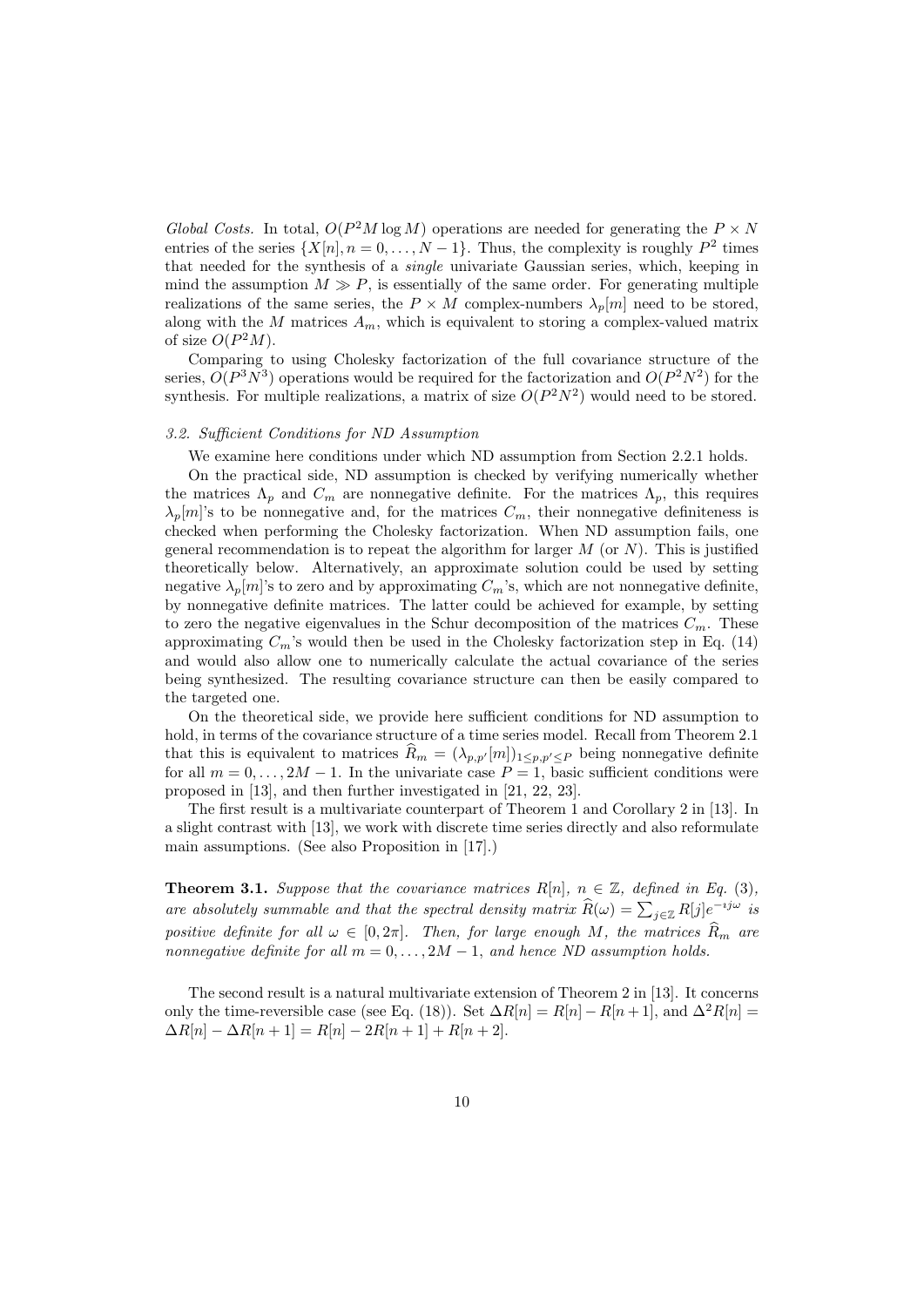*Global Costs.* In total, $O(P^2 M \log M)$ operations are needed for generating the $P \times N$ entries of the series $\{X[n], n = 0, \ldots, N-1\}$. Thus, the complexity is roughly $P^2$ times that needed for the synthesis of a *single* univariate Gaussian series, which, keeping in mind the assumption $M \gg P$, is essentially of the same order. For generating multiple realizations of the same series, the $P \times M$ complex-numbers $\lambda_p[m]$ need to be stored, along with the $M$ matrices $A_m$, which is equivalent to storing a complex-valued matrix of size $O(P^2 M)$.

Comparing to using Cholesky factorization of the full covariance structure of the series, $O(P^3 N^3)$ operations would be required for the factorization and $O(P^2 N^2)$ for the synthesis. For multiple realizations, a matrix of size $O(P^2 N^2)$ would need to be stored.

### *3.2. Sufficient Conditions for ND Assumption*

We examine here conditions under which ND assumption from Section 2.2.1 holds.

On the practical side, ND assumption is checked by verifying numerically whether the matrices $\Lambda_p$ and $C_m$ are nonnegative definite. For the matrices $\Lambda_p$, this requires $\lambda_p[m]$'s to be nonnegative and, for the matrices $C_m$, their nonnegative definiteness is checked when performing the Cholesky factorization. When ND assumption fails, one general recommendation is to repeat the algorithm for larger $M$ (or $N$). This is justified theoretically below. Alternatively, an approximate solution could be used by setting negative $\lambda_p[m]$'s to zero and by approximating $C_m$'s, which are not nonnegative definite, by nonnegative definite matrices. The latter could be achieved for example, by setting to zero the negative eigenvalues in the Schur decomposition of the matrices $C_m$. These approximating $C_m$'s would then be used in the Cholesky factorization step in Eq. (14) and would also allow one to numerically calculate the actual covariance of the series being synthesized. The resulting covariance structure can then be easily compared to the targeted one.

On the theoretical side, we provide here sufficient conditions for ND assumption to hold, in terms of the covariance structure of a time series model. Recall from Theorem 2.1 that this is equivalent to matrices $\widehat{R}_m = (\lambda_{p,p'}[m])_{1 \le p,p' \le P}$ being nonnegative definite for all $m = 0, \ldots, 2M-1$. In the univariate case $P = 1$, basic sufficient conditions were proposed in [13], and then further investigated in [21, 22, 23].

The first result is a multivariate counterpart of Theorem 1 and Corollary 2 in [13]. In a slight contrast with [13], we work with discrete time series directly and also reformulate main assumptions. (See also Proposition in [17].)

**Theorem 3.1.** *Suppose that the covariance matrices $R[n]$, $n \in \mathbb{Z}$, defined in Eq. (3), are absolutely summable and that the spectral density matrix $\widehat{R}(\omega) = \sum_{j \in \mathbb{Z}} R[j] e^{-\imath j \omega}$ is positive definite for all $\omega \in [0, 2\pi]$. Then, for large enough $M$, the matrices $\widehat{R}_m$ are nonnegative definite for all $m = 0, \ldots, 2M-1$, and hence ND assumption holds.*

The second result is a natural multivariate extension of Theorem 2 in [13]. It concerns only the time-reversible case (see Eq. (18)). Set $\Delta R[n] = R[n] - R[n+1]$, and $\Delta^2 R[n] = \Delta R[n] - \Delta R[n+1] = R[n] - 2R[n+1] + R[n+2]$.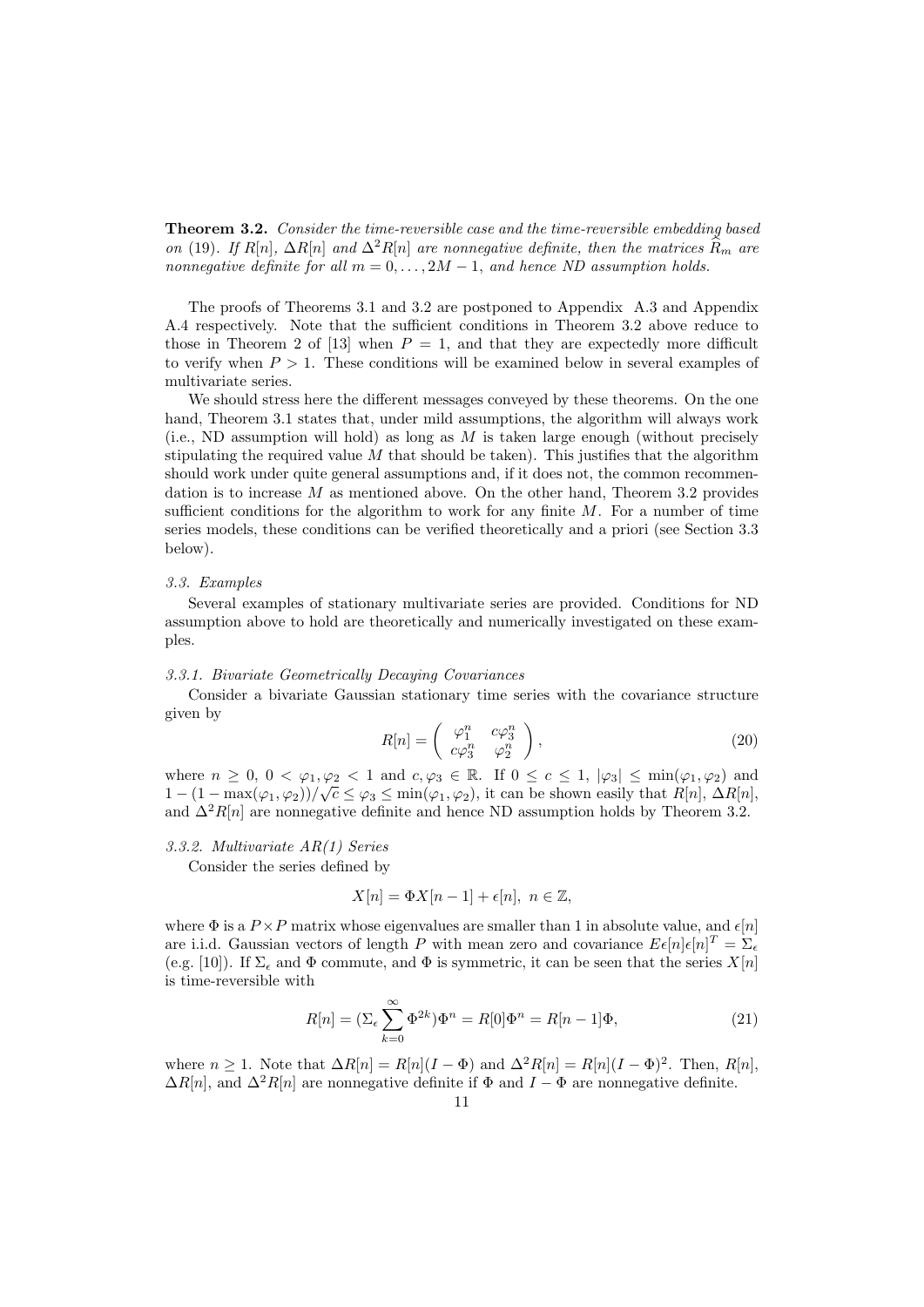**Theorem 3.2.** *Consider the time-reversible case and the time-reversible embedding based on (19). If $R[n]$, $\Delta R[n]$ and $\Delta^2 R[n]$ are nonnegative definite, then the matrices $\widetilde{R}_m$ are nonnegative definite for all $m = 0, \ldots, 2M-1$, and hence ND assumption holds.*

The proofs of Theorems 3.1 and 3.2 are postponed to Appendix A.3 and Appendix A.4 respectively. Note that the sufficient conditions in Theorem 3.2 above reduce to those in Theorem 2 of [13] when $P = 1$, and that they are expectedly more difficult to verify when $P > 1$. These conditions will be examined below in several examples of multivariate series.

We should stress here the different messages conveyed by these theorems. On the one hand, Theorem 3.1 states that, under mild assumptions, the algorithm will always work (i.e., ND assumption will hold) as long as $M$ is taken large enough (without precisely stipulating the required value $M$ that should be taken). This justifies that the algorithm should work under quite general assumptions and, if it does not, the common recommendation is to increase $M$ as mentioned above. On the other hand, Theorem 3.2 provides sufficient conditions for the algorithm to work for any finite $M$. For a number of time series models, these conditions can be verified theoretically and a priori (see Section 3.3 below).

### *3.3. Examples*

Several examples of stationary multivariate series are provided. Conditions for ND assumption above to hold are theoretically and numerically investigated on these examples.

#### *3.3.1. Bivariate Geometrically Decaying Covariances*

Consider a bivariate Gaussian stationary time series with the covariance structure given by

$$R[n] = \begin{pmatrix} \varphi_1^n & c\varphi_3^n \\ c\varphi_3^n & \varphi_2^n \end{pmatrix}, \tag{20}$$

where $n \geq 0$, $0 < \varphi_1, \varphi_2 < 1$ and $c, \varphi_3 \in \mathbb{R}$. If $0 \leq c \leq 1$, $|\varphi_3| \leq \min(\varphi_1, \varphi_2)$ and $1 - (1 - \max(\varphi_1, \varphi_2))/\sqrt{c} \leq \varphi_3 \leq \min(\varphi_1, \varphi_2)$, it can be shown easily that $R[n]$, $\Delta R[n]$, and $\Delta^2 R[n]$ are nonnegative definite and hence ND assumption holds by Theorem 3.2.

#### *3.3.2. Multivariate AR(1) Series*

Consider the series defined by

$$X[n] = \Phi X[n-1] + \epsilon[n], \; n \in \mathbb{Z},$$

where $\Phi$ is a $P \times P$ matrix whose eigenvalues are smaller than 1 in absolute value, and $\epsilon[n]$ are i.i.d. Gaussian vectors of length $P$ with mean zero and covariance $E\epsilon[n]\epsilon[n]^T = \Sigma_\epsilon$ (e.g. [10]). If $\Sigma_\epsilon$ and $\Phi$ commute, and $\Phi$ is symmetric, it can be seen that the series $X[n]$ is time-reversible with

$$R[n] = (\Sigma_\epsilon \sum_{k=0}^{\infty} \Phi^{2k})\Phi^n = R[0]\Phi^n = R[n-1]\Phi, \tag{21}$$

where $n \geq 1$. Note that $\Delta R[n] = R[n](I - \Phi)$ and $\Delta^2 R[n] = R[n](I - \Phi)^2$. Then, $R[n]$, $\Delta R[n]$, and $\Delta^2 R[n]$ are nonnegative definite if $\Phi$ and $I - \Phi$ are nonnegative definite.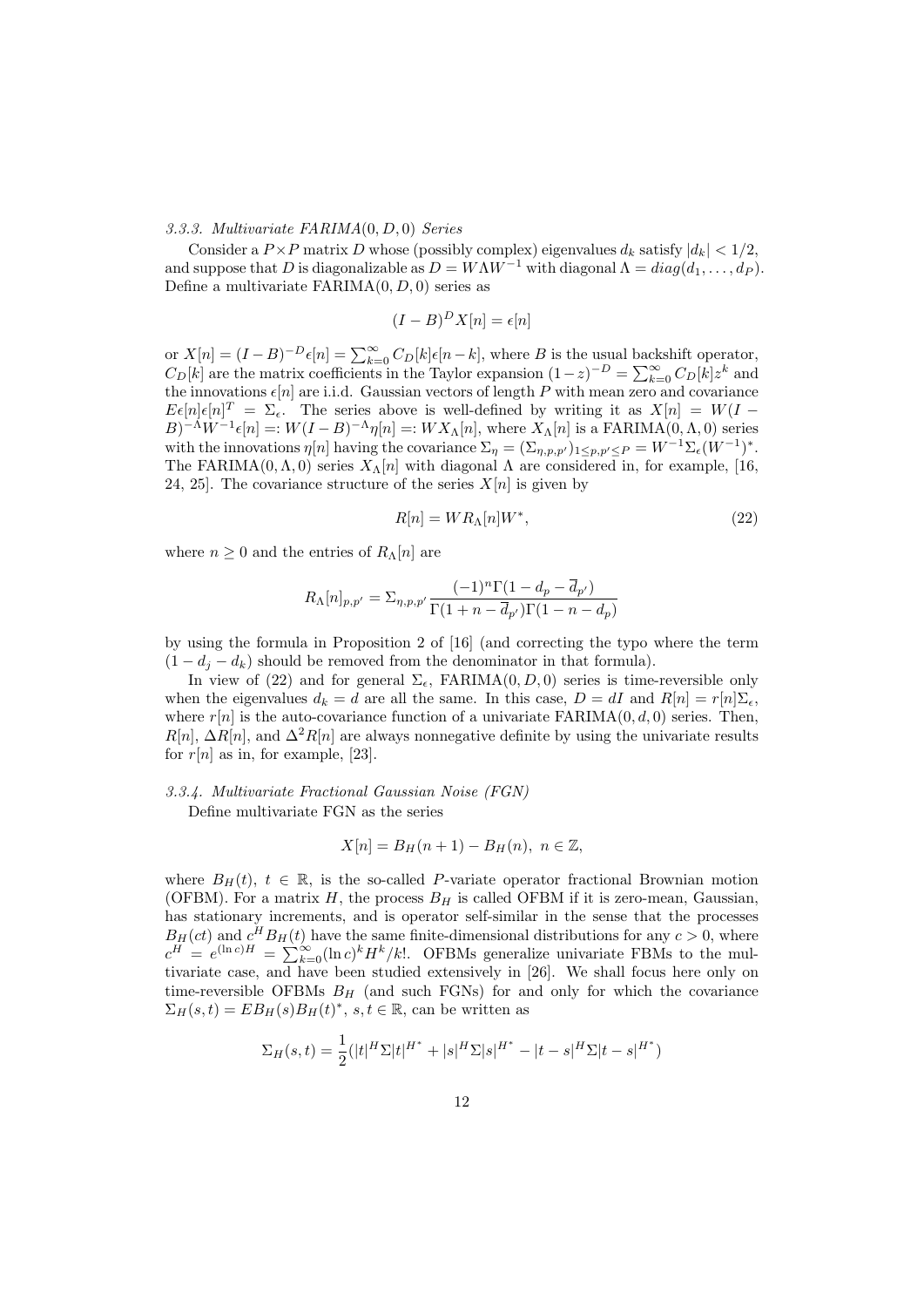#### 3.3.3. Multivariate FARIMA(0, D, 0) Series

Consider a $P \times P$ matrix $D$ whose (possibly complex) eigenvalues $d_k$ satisfy $|d_k| < 1/2$, and suppose that $D$ is diagonalizable as $D = W\Lambda W^{-1}$ with diagonal $\Lambda = diag(d_1, \ldots, d_P)$. Define a multivariate FARIMA$(0, D, 0)$ series as

$$(I - B)^D X[n] = \epsilon[n]$$

or $X[n] = (I-B)^{-D}\epsilon[n] = \sum_{k=0}^{\infty} C_D[k]\epsilon[n-k]$, where $B$ is the usual backshift operator, $C_D[k]$ are the matrix coefficients in the Taylor expansion $(1-z)^{-D} = \sum_{k=0}^{\infty} C_D[k]z^k$ and the innovations $\epsilon[n]$ are i.i.d. Gaussian vectors of length $P$ with mean zero and covariance $E\epsilon[n]\epsilon[n]^T = \Sigma_\epsilon$. The series above is well-defined by writing it as $X[n] = W(I - B)^{-\Lambda}W^{-1}\epsilon[n] =: W(I-B)^{-\Lambda}\eta[n] =: WX_\Lambda[n]$, where $X_\Lambda[n]$ is a FARIMA$(0, \Lambda, 0)$ series with the innovations $\eta[n]$ having the covariance $\Sigma_\eta = (\Sigma_{\eta,p,p'})_{1\le p,p'\le P} = W^{-1}\Sigma_\epsilon(W^{-1})^*$. The FARIMA$(0, \Lambda, 0)$ series $X_\Lambda[n]$ with diagonal $\Lambda$ are considered in, for example, [16, 24, 25]. The covariance structure of the series $X[n]$ is given by

$$R[n] = WR_\Lambda[n]W^*, \tag{22}$$

where $n \geq 0$ and the entries of $R_\Lambda[n]$ are

$$R_\Lambda[n]_{p,p'} = \Sigma_{\eta,p,p'} \frac{(-1)^n \Gamma(1 - d_p - \overline{d}_{p'})}{\Gamma(1 + n - \overline{d}_{p'})\Gamma(1 - n - d_p)}$$

by using the formula in Proposition 2 of [16] (and correcting the typo where the term $(1 - d_j - d_k)$ should be removed from the denominator in that formula).

In view of (22) and for general $\Sigma_\epsilon$, FARIMA$(0, D, 0)$ series is time-reversible only when the eigenvalues $d_k = d$ are all the same. In this case, $D = dI$ and $R[n] = r[n]\Sigma_\epsilon$, where $r[n]$ is the auto-covariance function of a univariate FARIMA$(0, d, 0)$ series. Then, $R[n]$, $\Delta R[n]$, and $\Delta^2 R[n]$ are always nonnegative definite by using the univariate results for $r[n]$ as in, for example, [23].

#### 3.3.4. Multivariate Fractional Gaussian Noise (FGN)

Define multivariate FGN as the series

$$X[n] = B_H(n + 1) - B_H(n),\ n \in \mathbb{Z},$$

where $B_H(t)$, $t \in \mathbb{R}$, is the so-called $P$-variate operator fractional Brownian motion (OFBM). For a matrix $H$, the process $B_H$ is called OFBM if it is zero-mean, Gaussian, has stationary increments, and is operator self-similar in the sense that the processes $B_H(ct)$ and $c^H B_H(t)$ have the same finite-dimensional distributions for any $c > 0$, where $c^H = e^{(\ln c)H} = \sum_{k=0}^{\infty}(\ln c)^k H^k/k!$. OFBMs generalize univariate FBMs to the multivariate case, and have been studied extensively in [26]. We shall focus here only on time-reversible OFBMs $B_H$ (and such FGNs) for and only for which the covariance $\Sigma_H(s,t) = EB_H(s)B_H(t)^*$, $s, t \in \mathbb{R}$, can be written as

$$\Sigma_H(s,t) = \frac{1}{2}(|t|^H \Sigma |t|^{H^*} + |s|^H \Sigma |s|^{H^*} - |t-s|^H \Sigma |t-s|^{H^*})$$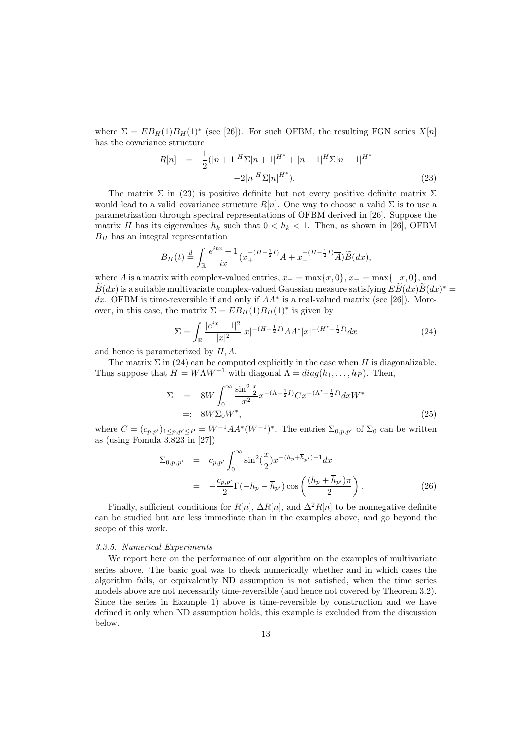where $\Sigma = EB_H(1)B_H(1)^*$ (see [26]). For such OFBM, the resulting FGN series $X[n]$ has the covariance structure

$$
\begin{aligned}
R[n] &= \frac{1}{2}(|n+1|^H \Sigma |n+1|^{H^*} + |n-1|^H \Sigma |n-1|^{H^*} \\
&\qquad -2|n|^H \Sigma |n|^{H^*}).
\end{aligned} \tag{23}
$$

The matrix $\Sigma$ in (23) is positive definite but not every positive definite matrix $\Sigma$ would lead to a valid covariance structure $R[n]$. One way to choose a valid $\Sigma$ is to use a parametrization through spectral representations of OFBM derived in [26]. Suppose the matrix $H$ has its eigenvalues $h_k$ such that $0 < h_k < 1$. Then, as shown in [26], OFBM $B_H$ has an integral representation

$$
B_H(t) \stackrel{d}{=} \int_{\mathbb{R}} \frac{e^{itx}-1}{ix}(x_+^{-(H-\frac{1}{2}I)}A + x_-^{-(H-\frac{1}{2}I)}\overline{A})\widetilde{B}(dx),
$$

where $A$ is a matrix with complex-valued entries, $x_+ = \max\{x, 0\}$, $x_- = \max\{-x, 0\}$, and $\widetilde{B}(dx)$ is a suitable multivariate complex-valued Gaussian measure satisfying $E\widetilde{B}(dx)\widetilde{B}(dx)^* = dx$. OFBM is time-reversible if and only if $AA^*$ is a real-valued matrix (see [26]). Moreover, in this case, the matrix $\Sigma = EB_H(1)B_H(1)^*$ is given by

$$
\Sigma = \int_{\mathbb{R}} \frac{|e^{ix}-1|^2}{|x|^2}|x|^{-(H-\frac{1}{2}I)}AA^*|x|^{-(H^*-\frac{1}{2}I)}dx \tag{24}
$$

and hence is parameterized by $H, A$.

The matrix $\Sigma$ in (24) can be computed explicitly in the case when $H$ is diagonalizable. Thus suppose that $H = W\Lambda W^{-1}$ with diagonal $\Lambda = diag(h_1, \ldots, h_P)$. Then,

$$
\begin{aligned}
\Sigma &= 8W\int_0^\infty \frac{\sin^2\frac{x}{2}}{x^2}x^{-(\Lambda-\frac{1}{2}I)}Cx^{-(\Lambda^*-\frac{1}{2}I)}dxW^* \\
&=: 8W\Sigma_0 W^*,
\end{aligned} \tag{25}
$$

where $C = (c_{p,p'})_{1\le p,p'\le P} = W^{-1}AA^*(W^{-1})^*$. The entries $\Sigma_{0,p,p'}$ of $\Sigma_0$ can be written as (using Fomula 3.823 in [27])

$$
\begin{aligned}
\Sigma_{0,p,p'} &= c_{p,p'}\int_0^\infty \sin^2(\frac{x}{2})x^{-(h_p+\overline{h}_{p'})-1}dx \\
&= -\frac{c_{p,p'}}{2}\Gamma(-h_p-\overline{h}_{p'})\cos\left(\frac{(h_p+\overline{h}_{p'})\pi}{2}\right).
\end{aligned} \tag{26}
$$

Finally, sufficient conditions for $R[n]$, $\Delta R[n]$, and $\Delta^2 R[n]$ to be nonnegative definite can be studied but are less immediate than in the examples above, and go beyond the scope of this work.

### *3.3.5. Numerical Experiments*

We report here on the performance of our algorithm on the examples of multivariate series above. The basic goal was to check numerically whether and in which cases the algorithm fails, or equivalently ND assumption is not satisfied, when the time series models above are not necessarily time-reversible (and hence not covered by Theorem 3.2). Since the series in Example 1) above is time-reversible by construction and we have defined it only when ND assumption holds, this example is excluded from the discussion below.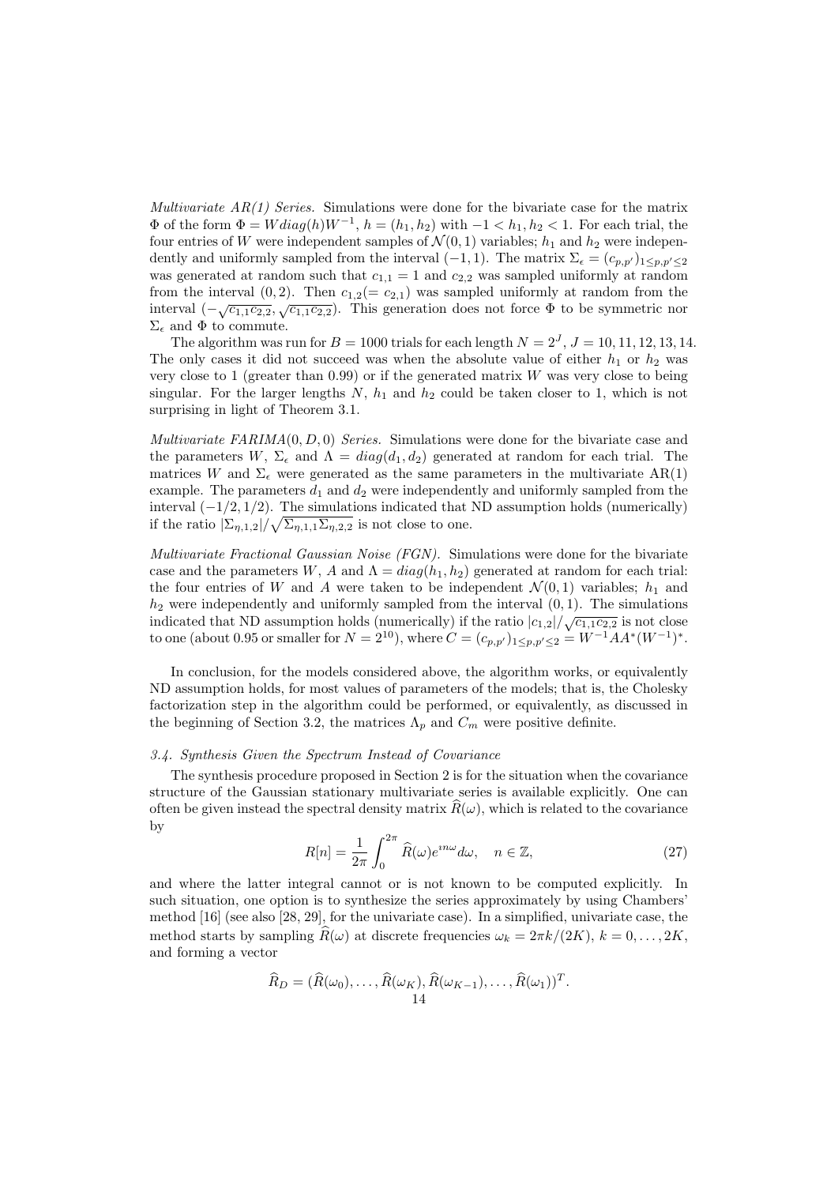*Multivariate AR(1) Series.* Simulations were done for the bivariate case for the matrix $\Phi$ of the form $\Phi = W diag(h) W^{-1}$, $h = (h_1, h_2)$ with $-1 < h_1, h_2 < 1$. For each trial, the four entries of $W$ were independent samples of $\mathcal{N}(0,1)$ variables; $h_1$ and $h_2$ were independently and uniformly sampled from the interval $(-1, 1)$. The matrix $\Sigma_\epsilon = (c_{p,p'})_{1\leq p,p'\leq 2}$ was generated at random such that $c_{1,1} = 1$ and $c_{2,2}$ was sampled uniformly at random from the interval $(0, 2)$. Then $c_{1,2} (= c_{2,1})$ was sampled uniformly at random from the interval $(-\sqrt{c_{1,1}c_{2,2}}, \sqrt{c_{1,1}c_{2,2}})$. This generation does not force $\Phi$ to be symmetric nor $\Sigma_\epsilon$ and $\Phi$ to commute.

The algorithm was run for $B = 1000$ trials for each length $N = 2^J$, $J = 10, 11, 12, 13, 14$. The only cases it did not succeed was when the absolute value of either $h_1$ or $h_2$ was very close to 1 (greater than 0.99) or if the generated matrix $W$ was very close to being singular. For the larger lengths $N$, $h_1$ and $h_2$ could be taken closer to 1, which is not surprising in light of Theorem 3.1.

*Multivariate FARIMA$(0, D, 0)$ Series.* Simulations were done for the bivariate case and the parameters $W$, $\Sigma_\epsilon$ and $\Lambda = diag(d_1, d_2)$ generated at random for each trial. The matrices $W$ and $\Sigma_\epsilon$ were generated as the same parameters in the multivariate AR(1) example. The parameters $d_1$ and $d_2$ were independently and uniformly sampled from the interval $(-1/2, 1/2)$. The simulations indicated that ND assumption holds (numerically) if the ratio $|\Sigma_{\eta,1,2}|/\sqrt{\Sigma_{\eta,1,1}\Sigma_{\eta,2,2}}$ is not close to one.

*Multivariate Fractional Gaussian Noise (FGN).* Simulations were done for the bivariate case and the parameters $W$, $A$ and $\Lambda = diag(h_1, h_2)$ generated at random for each trial: the four entries of $W$ and $A$ were taken to be independent $\mathcal{N}(0, 1)$ variables; $h_1$ and $h_2$ were independently and uniformly sampled from the interval $(0, 1)$. The simulations indicated that ND assumption holds (numerically) if the ratio $|c_{1,2}|/\sqrt{c_{1,1}c_{2,2}}$ is not close to one (about 0.95 or smaller for $N = 2^{10}$), where $C = (c_{p,p'})_{1\leq p,p'\leq 2} = W^{-1}AA^*(W^{-1})^*$.

In conclusion, for the models considered above, the algorithm works, or equivalently ND assumption holds, for most values of parameters of the models; that is, the Cholesky factorization step in the algorithm could be performed, or equivalently, as discussed in the beginning of Section 3.2, the matrices $\Lambda_p$ and $C_m$ were positive definite.

### *3.4. Synthesis Given the Spectrum Instead of Covariance*

The synthesis procedure proposed in Section 2 is for the situation when the covariance structure of the Gaussian stationary multivariate series is available explicitly. One can often be given instead the spectral density matrix $\widehat{R}(\omega)$, which is related to the covariance by

$$R[n] = \frac{1}{2\pi} \int_0^{2\pi} \widehat{R}(\omega) e^{\imath n\omega} d\omega, \quad n \in \mathbb{Z}, \tag{27}$$

and where the latter integral cannot or is not known to be computed explicitly. In such situation, one option is to synthesize the series approximately by using Chambers' method [16] (see also [28, 29], for the univariate case). In a simplified, univariate case, the method starts by sampling $\widehat{R}(\omega)$ at discrete frequencies $\omega_k = 2\pi k/(2K)$, $k = 0, \ldots, 2K$, and forming a vector

$$\widehat{R}_D = (\widehat{R}(\omega_0), \ldots, \widehat{R}(\omega_K), \widehat{R}(\omega_{K-1}), \ldots, \widehat{R}(\omega_1))^T.$$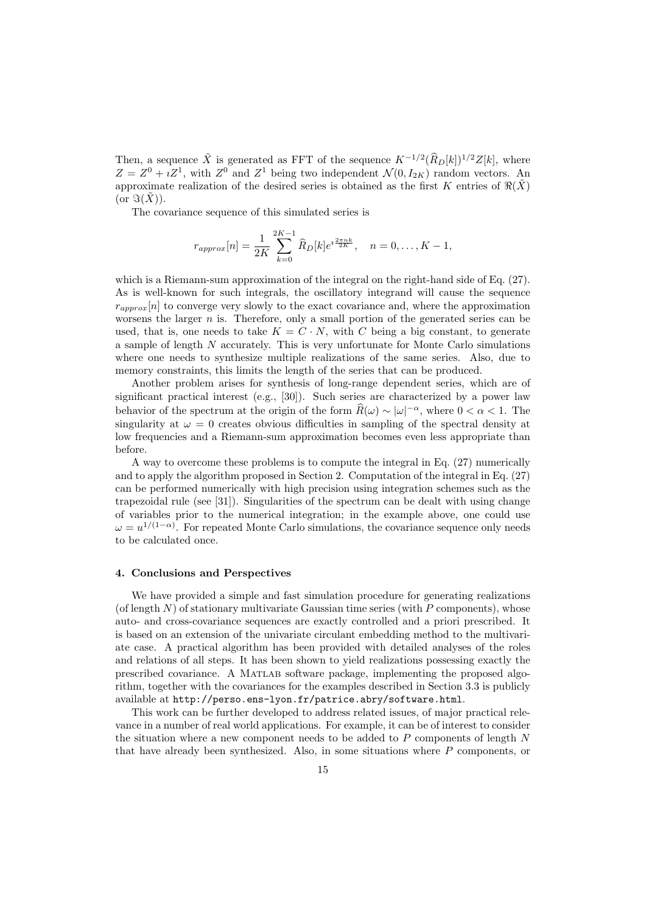Then, a sequence $\tilde{X}$ is generated as FFT of the sequence $K^{-1/2}(\widehat{R}_D[k])^{1/2}Z[k]$, where $Z = Z^0 + \imath Z^1$, with $Z^0$ and $Z^1$ being two independent $\mathcal{N}(0, I_{2K})$ random vectors. An approximate realization of the desired series is obtained as the first $K$ entries of $\Re(\tilde{X})$ (or $\Im(\tilde{X})$).

The covariance sequence of this simulated series is

$$r_{approx}[n] = \frac{1}{2K} \sum_{k=0}^{2K-1} \widehat{R}_D[k] e^{\imath \frac{2\pi nk}{2K}}, \quad n = 0, \ldots, K-1,$$

which is a Riemann-sum approximation of the integral on the right-hand side of Eq. (27). As is well-known for such integrals, the oscillatory integrand will cause the sequence $r_{approx}[n]$ to converge very slowly to the exact covariance and, where the approximation worsens the larger $n$ is. Therefore, only a small portion of the generated series can be used, that is, one needs to take $K = C \cdot N$, with $C$ being a big constant, to generate a sample of length $N$ accurately. This is very unfortunate for Monte Carlo simulations where one needs to synthesize multiple realizations of the same series. Also, due to memory constraints, this limits the length of the series that can be produced.

Another problem arises for synthesis of long-range dependent series, which are of significant practical interest (e.g., [30]). Such series are characterized by a power law behavior of the spectrum at the origin of the form $\widehat{R}(\omega) \sim |\omega|^{-\alpha}$, where $0 < \alpha < 1$. The singularity at $\omega = 0$ creates obvious difficulties in sampling of the spectral density at low frequencies and a Riemann-sum approximation becomes even less appropriate than before.

A way to overcome these problems is to compute the integral in Eq. (27) numerically and to apply the algorithm proposed in Section 2. Computation of the integral in Eq. (27) can be performed numerically with high precision using integration schemes such as the trapezoidal rule (see [31]). Singularities of the spectrum can be dealt with using change of variables prior to the numerical integration; in the example above, one could use $\omega = u^{1/(1-\alpha)}$. For repeated Monte Carlo simulations, the covariance sequence only needs to be calculated once.

## 4. Conclusions and Perspectives

We have provided a simple and fast simulation procedure for generating realizations (of length $N$) of stationary multivariate Gaussian time series (with $P$ components), whose auto- and cross-covariance sequences are exactly controlled and a priori prescribed. It is based on an extension of the univariate circulant embedding method to the multivariate case. A practical algorithm has been provided with detailed analyses of the roles and relations of all steps. It has been shown to yield realizations possessing exactly the prescribed covariance. A Matlab software package, implementing the proposed algorithm, together with the covariances for the examples described in Section 3.3 is publicly available at `http://perso.ens-lyon.fr/patrice.abry/software.html`.

This work can be further developed to address related issues, of major practical relevance in a number of real world applications. For example, it can be of interest to consider the situation where a new component needs to be added to $P$ components of length $N$ that have already been synthesized. Also, in some situations where $P$ components, or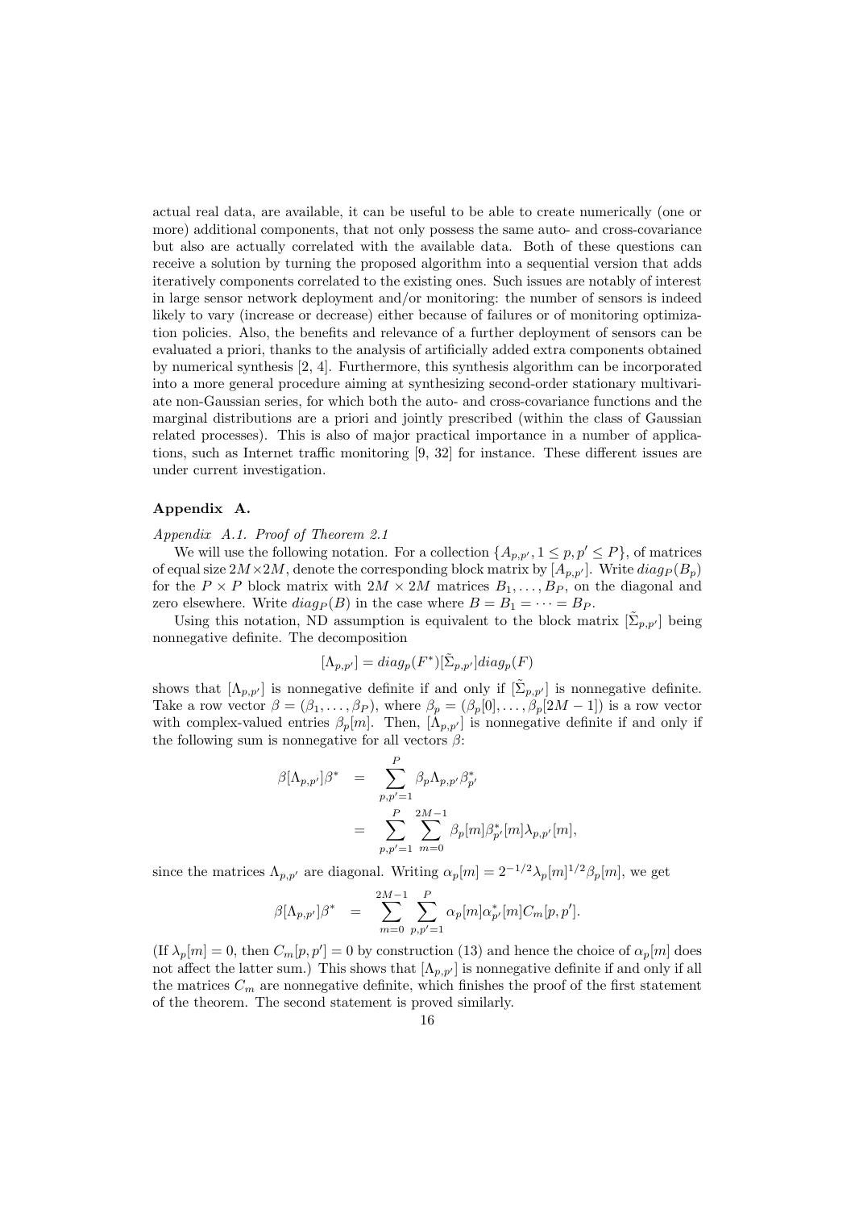actual real data, are available, it can be useful to be able to create numerically (one or more) additional components, that not only possess the same auto- and cross-covariance but also are actually correlated with the available data. Both of these questions can receive a solution by turning the proposed algorithm into a sequential version that adds iteratively components correlated to the existing ones. Such issues are notably of interest in large sensor network deployment and/or monitoring: the number of sensors is indeed likely to vary (increase or decrease) either because of failures or of monitoring optimization policies. Also, the benefits and relevance of a further deployment of sensors can be evaluated a priori, thanks to the analysis of artificially added extra components obtained by numerical synthesis [2, 4]. Furthermore, this synthesis algorithm can be incorporated into a more general procedure aiming at synthesizing second-order stationary multivariate non-Gaussian series, for which both the auto- and cross-covariance functions and the marginal distributions are a priori and jointly prescribed (within the class of Gaussian related processes). This is also of major practical importance in a number of applications, such as Internet traffic monitoring [9, 32] for instance. These different issues are under current investigation.

### Appendix A.

*Appendix A.1. Proof of Theorem 2.1*

We will use the following notation. For a collection $\{A_{p,p'}, 1 \le p, p' \le P\}$, of matrices of equal size $2M \times 2M$, denote the corresponding block matrix by $[A_{p,p'}]$. Write $diag_P(B_p)$ for the $P \times P$ block matrix with $2M \times 2M$ matrices $B_1, \ldots, B_P$, on the diagonal and zero elsewhere. Write $diag_P(B)$ in the case where $B = B_1 = \cdots = B_P$.

Using this notation, ND assumption is equivalent to the block matrix $[\tilde{\Sigma}_{p,p'}]$ being nonnegative definite. The decomposition

$$[\Lambda_{p,p'}] = diag_p(F^*)[\tilde{\Sigma}_{p,p'}]diag_p(F)$$

shows that $[\Lambda_{p,p'}]$ is nonnegative definite if and only if $[\tilde{\Sigma}_{p,p'}]$ is nonnegative definite. Take a row vector $\beta = (\beta_1, \ldots, \beta_P)$, where $\beta_p = (\beta_p[0], \ldots, \beta_p[2M-1])$ is a row vector with complex-valued entries $\beta_p[m]$. Then, $[\Lambda_{p,p'}]$ is nonnegative definite if and only if the following sum is nonnegative for all vectors $\beta$:

$$\begin{aligned}
\beta[\Lambda_{p,p'}]\beta^* &= \sum_{p,p'=1}^{P} \beta_p \Lambda_{p,p'} \beta_{p'}^* \\
&= \sum_{p,p'=1}^{P} \sum_{m=0}^{2M-1} \beta_p[m]\beta_{p'}^*[m]\lambda_{p,p'}[m],
\end{aligned}$$

since the matrices $\Lambda_{p,p'}$ are diagonal. Writing $\alpha_p[m] = 2^{-1/2}\lambda_p[m]^{1/2}\beta_p[m]$, we get

$$\beta[\Lambda_{p,p'}]\beta^* = \sum_{m=0}^{2M-1} \sum_{p,p'=1}^{P} \alpha_p[m]\alpha_{p'}^*[m]C_m[p,p'].$$

(If $\lambda_p[m] = 0$, then $C_m[p,p'] = 0$ by construction (13) and hence the choice of $\alpha_p[m]$ does not affect the latter sum.) This shows that $[\Lambda_{p,p'}]$ is nonnegative definite if and only if all the matrices $C_m$ are nonnegative definite, which finishes the proof of the first statement of the theorem. The second statement is proved similarly.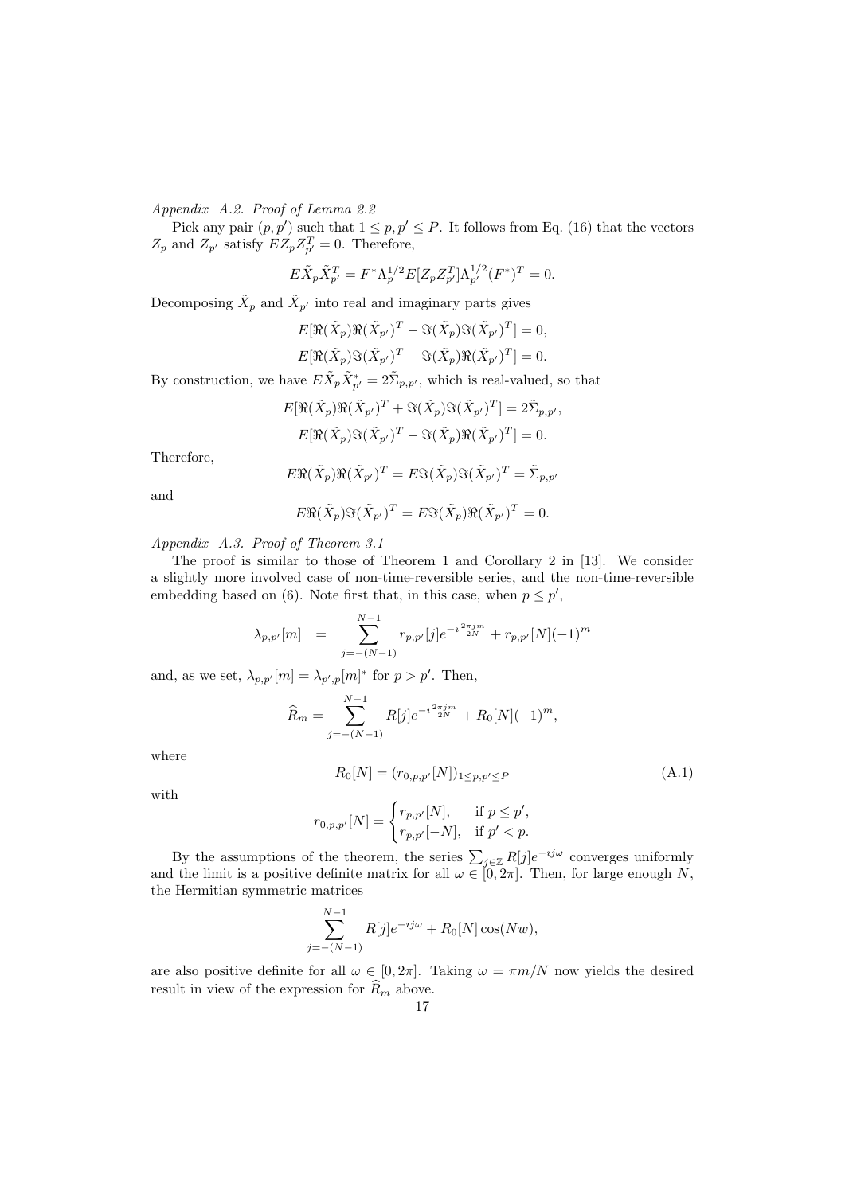*Appendix A.2. Proof of Lemma 2.2*

Pick any pair $(p, p')$ such that $1 \le p, p' \le P$. It follows from Eq. (16) that the vectors $Z_p$ and $Z_{p'}$ satisfy $EZ_p Z_{p'}^T = 0$. Therefore,

$$E\tilde{X}_p \tilde{X}_{p'}^T = F^* \Lambda_p^{1/2} E[Z_p Z_{p'}^T] \Lambda_{p'}^{1/2} (F^*)^T = 0.$$

Decomposing $\tilde{X}_p$ and $\tilde{X}_{p'}$ into real and imaginary parts gives

$$E[\Re(\tilde{X}_p)\Re(\tilde{X}_{p'})^T - \Im(\tilde{X}_p)\Im(\tilde{X}_{p'})^T] = 0,$$
$$E[\Re(\tilde{X}_p)\Im(\tilde{X}_{p'})^T + \Im(\tilde{X}_p)\Re(\tilde{X}_{p'})^T] = 0.$$

By construction, we have $E\tilde{X}_p \tilde{X}_{p'}^* = 2\tilde{\Sigma}_{p,p'}$, which is real-valued, so that

$$E[\Re(\tilde{X}_p)\Re(\tilde{X}_{p'})^T + \Im(\tilde{X}_p)\Im(\tilde{X}_{p'})^T] = 2\tilde{\Sigma}_{p,p'},$$
$$E[\Re(\tilde{X}_p)\Im(\tilde{X}_{p'})^T - \Im(\tilde{X}_p)\Re(\tilde{X}_{p'})^T] = 0.$$

Therefore,

$$E\Re(\tilde{X}_p)\Re(\tilde{X}_{p'})^T = E\Im(\tilde{X}_p)\Im(\tilde{X}_{p'})^T = \tilde{\Sigma}_{p,p'}$$

and

$$E\Re(\tilde{X}_p)\Im(\tilde{X}_{p'})^T = E\Im(\tilde{X}_p)\Re(\tilde{X}_{p'})^T = 0.$$

*Appendix A.3. Proof of Theorem 3.1*

The proof is similar to those of Theorem 1 and Corollary 2 in [13]. We consider a slightly more involved case of non-time-reversible series, and the non-time-reversible embedding based on (6). Note first that, in this case, when $p \le p'$,

$$\lambda_{p,p'}[m] = \sum_{j=-(N-1)}^{N-1} r_{p,p'}[j] e^{-\imath \frac{2\pi j m}{2N}} + r_{p,p'}[N](-1)^m$$

and, as we set, $\lambda_{p,p'}[m] = \lambda_{p',p}[m]^*$ for $p > p'$. Then,

$$\widehat{R}_m = \sum_{j=-(N-1)}^{N-1} R[j] e^{-\imath \frac{2\pi j m}{2N}} + R_0[N](-1)^m,$$

where

$$R_0[N] = (r_{0,p,p'}[N])_{1 \le p,p' \le P} \tag{A.1}$$

with

$$r_{0,p,p'}[N] = \begin{cases} r_{p,p'}[N], & \text{if } p \le p', \\ r_{p,p'}[-N], & \text{if } p' < p. \end{cases}$$

By the assumptions of the theorem, the series $\sum_{j \in \mathbb{Z}} R[j] e^{-\imath j \omega}$ converges uniformly and the limit is a positive definite matrix for all $\omega \in [0, 2\pi]$. Then, for large enough $N$, the Hermitian symmetric matrices

$$\sum_{j=-(N-1)}^{N-1} R[j] e^{-\imath j \omega} + R_0[N] \cos(Nw),$$

are also positive definite for all $\omega \in [0, 2\pi]$. Taking $\omega = \pi m/N$ now yields the desired result in view of the expression for $\widehat{R}_m$ above.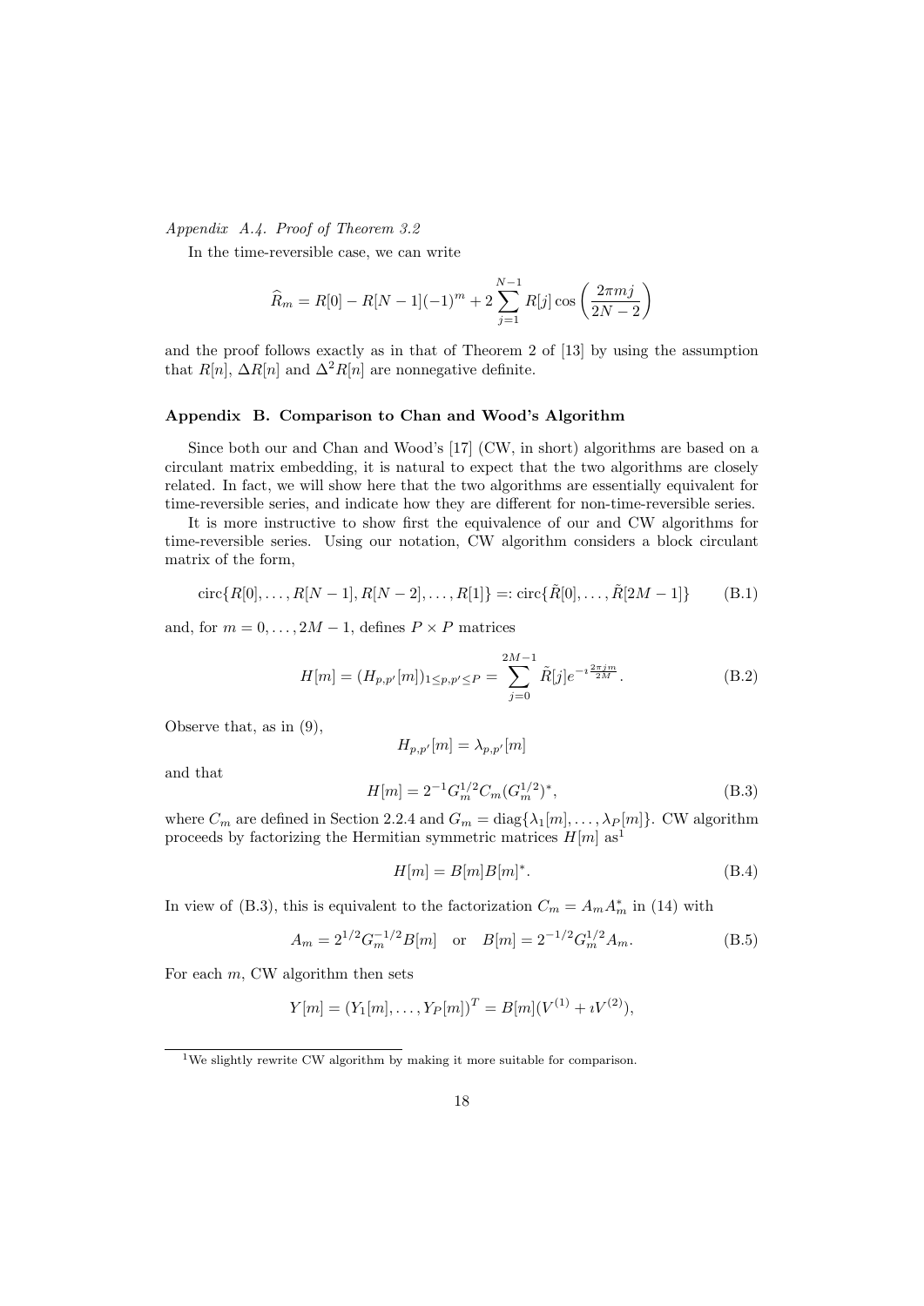*Appendix A.4. Proof of Theorem 3.2*

In the time-reversible case, we can write

$$\widehat{R}_m = R[0] - R[N-1](-1)^m + 2\sum_{j=1}^{N-1} R[j]\cos\left(\frac{2\pi m j}{2N-2}\right)$$

and the proof follows exactly as in that of Theorem 2 of [13] by using the assumption that $R[n]$, $\Delta R[n]$ and $\Delta^2 R[n]$ are nonnegative definite.

## Appendix B. Comparison to Chan and Wood's Algorithm

Since both our and Chan and Wood's [17] (CW, in short) algorithms are based on a circulant matrix embedding, it is natural to expect that the two algorithms are closely related. In fact, we will show here that the two algorithms are essentially equivalent for time-reversible series, and indicate how they are different for non-time-reversible series.

It is more instructive to show first the equivalence of our and CW algorithms for time-reversible series. Using our notation, CW algorithm considers a block circulant matrix of the form,

$$\text{circ}\{R[0], \ldots, R[N-1], R[N-2], \ldots, R[1]\} =: \text{circ}\{\tilde{R}[0], \ldots, \tilde{R}[2M-1]\} \tag{B.1}$$

and, for $m = 0, \ldots, 2M-1$, defines $P \times P$ matrices

$$H[m] = (H_{p,p'}[m])_{1 \le p,p' \le P} = \sum_{j=0}^{2M-1} \tilde{R}[j] e^{-\imath \frac{2\pi j m}{2M}}. \tag{B.2}$$

Observe that, as in (9),

$$H_{p,p'}[m] = \lambda_{p,p'}[m]$$

and that

$$H[m] = 2^{-1} G_m^{1/2} C_m (G_m^{1/2})^*, \tag{B.3}$$

where $C_m$ are defined in Section 2.2.4 and $G_m = \text{diag}\{\lambda_1[m], \ldots, \lambda_P[m]\}$. CW algorithm proceeds by factorizing the Hermitian symmetric matrices $H[m]$ as[1]

$$H[m] = B[m]B[m]^*. \tag{B.4}$$

In view of (B.3), this is equivalent to the factorization $C_m = A_m A_m^*$ in (14) with

$$A_m = 2^{1/2} G_m^{-1/2} B[m] \quad \text{or} \quad B[m] = 2^{-1/2} G_m^{1/2} A_m. \tag{B.5}$$

For each $m$, CW algorithm then sets

$$Y[m] = (Y_1[m], \ldots, Y_P[m])^T = B[m](V^{(1)} + \imath V^{(2)}),$$

[1] We slightly rewrite CW algorithm by making it more suitable for comparison.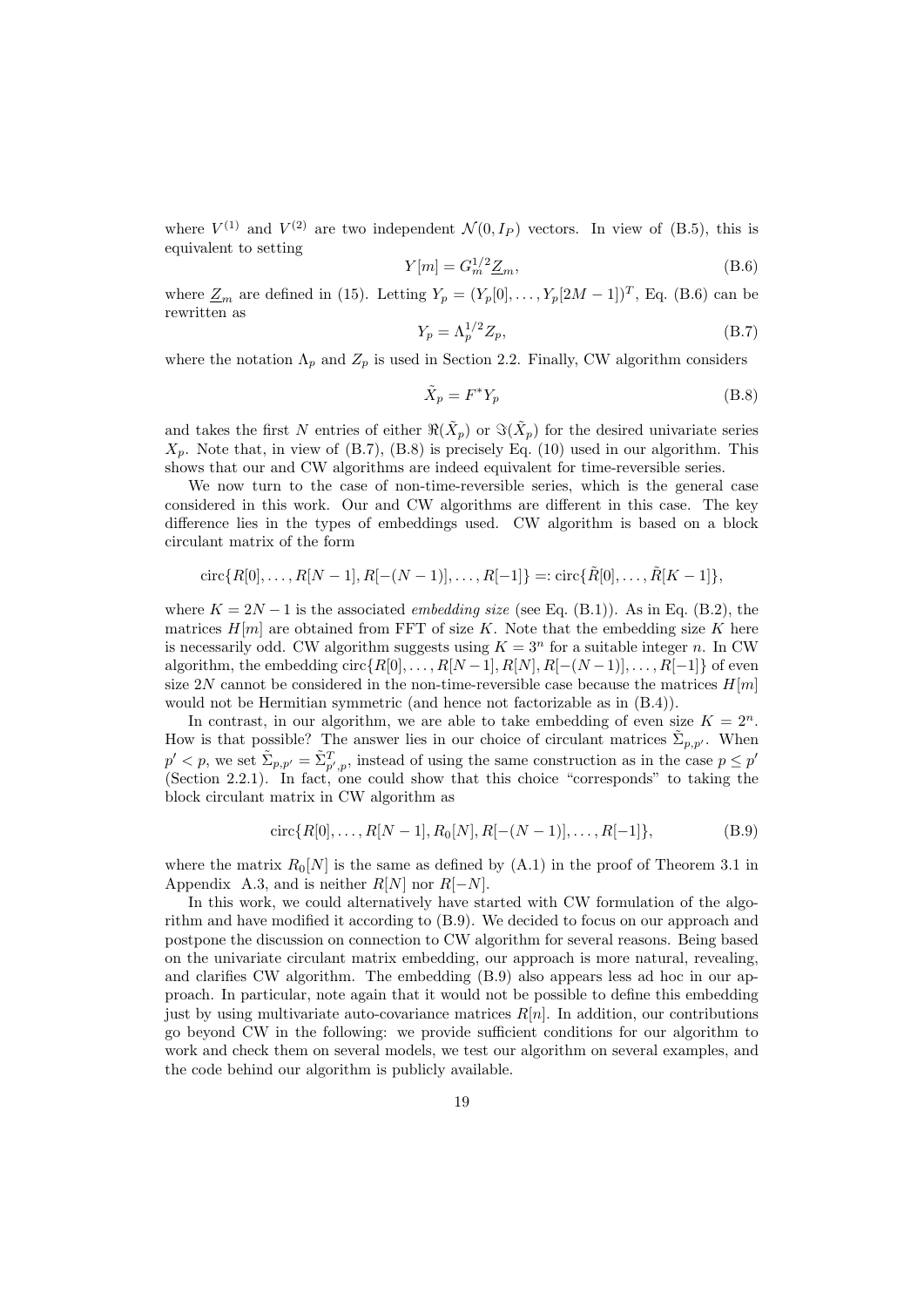where $V^{(1)}$ and $V^{(2)}$ are two independent $\mathcal{N}(0, I_P)$ vectors. In view of (B.5), this is equivalent to setting

$$Y[m] = G_m^{1/2} \underline{Z}_m, \tag{B.6}$$

where $\underline{Z}_m$ are defined in (15). Letting $Y_p = (Y_p[0], \ldots, Y_p[2M-1])^T$, Eq. (B.6) can be rewritten as

$$Y_p = \Lambda_p^{1/2} Z_p, \tag{B.7}$$

where the notation $\Lambda_p$ and $Z_p$ is used in Section 2.2. Finally, CW algorithm considers

$$\tilde{X}_p = F^* Y_p \tag{B.8}$$

and takes the first $N$ entries of either $\Re(\tilde{X}_p)$ or $\Im(\tilde{X}_p)$ for the desired univariate series $X_p$. Note that, in view of (B.7), (B.8) is precisely Eq. (10) used in our algorithm. This shows that our and CW algorithms are indeed equivalent for time-reversible series.

We now turn to the case of non-time-reversible series, which is the general case considered in this work. Our and CW algorithms are different in this case. The key difference lies in the types of embeddings used. CW algorithm is based on a block circulant matrix of the form

$$\mathrm{circ}\{R[0], \ldots, R[N-1], R[-(N-1)], \ldots, R[-1]\} =: \mathrm{circ}\{\tilde{R}[0], \ldots, \tilde{R}[K-1]\},$$

where $K = 2N - 1$ is the associated *embedding size* (see Eq. (B.1)). As in Eq. (B.2), the matrices $H[m]$ are obtained from FFT of size $K$. Note that the embedding size $K$ here is necessarily odd. CW algorithm suggests using $K = 3^n$ for a suitable integer $n$. In CW algorithm, the embedding $\mathrm{circ}\{R[0], \ldots, R[N-1], R[N], R[-(N-1)], \ldots, R[-1]\}$ of even size $2N$ cannot be considered in the non-time-reversible case because the matrices $H[m]$ would not be Hermitian symmetric (and hence not factorizable as in (B.4)).

In contrast, in our algorithm, we are able to take embedding of even size $K = 2^n$. How is that possible? The answer lies in our choice of circulant matrices $\tilde{\Sigma}_{p,p'}$. When $p' < p$, we set $\tilde{\Sigma}_{p,p'} = \tilde{\Sigma}_{p',p}^T$, instead of using the same construction as in the case $p \le p'$ (Section 2.2.1). In fact, one could show that this choice "corresponds" to taking the block circulant matrix in CW algorithm as

$$\mathrm{circ}\{R[0], \ldots, R[N-1], R_0[N], R[-(N-1)], \ldots, R[-1]\}, \tag{B.9}$$

where the matrix $R_0[N]$ is the same as defined by (A.1) in the proof of Theorem 3.1 in Appendix A.3, and is neither $R[N]$ nor $R[-N]$.

In this work, we could alternatively have started with CW formulation of the algorithm and have modified it according to (B.9). We decided to focus on our approach and postpone the discussion on connection to CW algorithm for several reasons. Being based on the univariate circulant matrix embedding, our approach is more natural, revealing, and clarifies CW algorithm. The embedding (B.9) also appears less ad hoc in our approach. In particular, note again that it would not be possible to define this embedding just by using multivariate auto-covariance matrices $R[n]$. In addition, our contributions go beyond CW in the following: we provide sufficient conditions for our algorithm to work and check them on several models, we test our algorithm on several examples, and the code behind our algorithm is publicly available.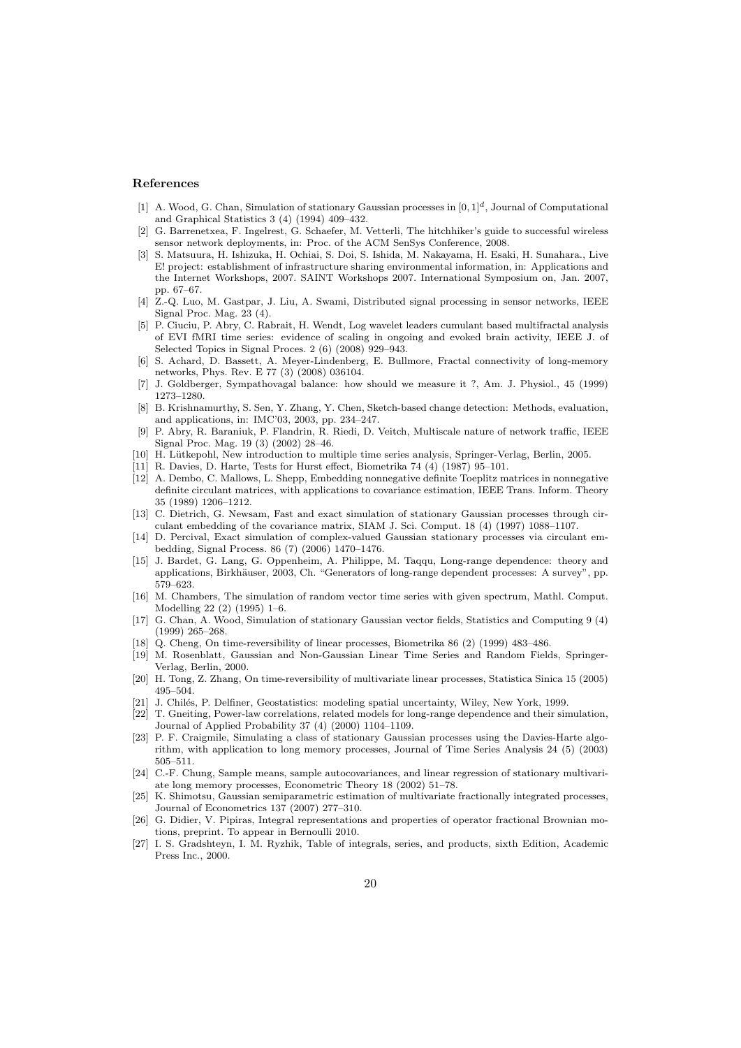## References

[1] A. Wood, G. Chan, Simulation of stationary Gaussian processes in $[0,1]^d$, Journal of Computational and Graphical Statistics 3 (4) (1994) 409–432.

[2] G. Barrenetxea, F. Ingelrest, G. Schaefer, M. Vetterli, The hitchhiker's guide to successful wireless sensor network deployments, in: Proc. of the ACM SenSys Conference, 2008.

[3] S. Matsuura, H. Ishizuka, H. Ochiai, S. Doi, S. Ishida, M. Nakayama, H. Esaki, H. Sunahara., Live E! project: establishment of infrastructure sharing environmental information, in: Applications and the Internet Workshops, 2007. SAINT Workshops 2007. International Symposium on, Jan. 2007, pp. 67–67.

[4] Z.-Q. Luo, M. Gastpar, J. Liu, A. Swami, Distributed signal processing in sensor networks, IEEE Signal Proc. Mag. 23 (4).

[5] P. Ciuciu, P. Abry, C. Rabrait, H. Wendt, Log wavelet leaders cumulant based multifractal analysis of EVI fMRI time series: evidence of scaling in ongoing and evoked brain activity, IEEE J. of Selected Topics in Signal Proces. 2 (6) (2008) 929–943.

[6] S. Achard, D. Bassett, A. Meyer-Lindenberg, E. Bullmore, Fractal connectivity of long-memory networks, Phys. Rev. E 77 (3) (2008) 036104.

[7] J. Goldberger, Sympathovagal balance: how should we measure it ?, Am. J. Physiol., 45 (1999) 1273–1280.

[8] B. Krishnamurthy, S. Sen, Y. Zhang, Y. Chen, Sketch-based change detection: Methods, evaluation, and applications, in: IMC'03, 2003, pp. 234–247.

[9] P. Abry, R. Baraniuk, P. Flandrin, R. Riedi, D. Veitch, Multiscale nature of network traffic, IEEE Signal Proc. Mag. 19 (3) (2002) 28–46.

[10] H. Lütkepohl, New introduction to multiple time series analysis, Springer-Verlag, Berlin, 2005.

[11] R. Davies, D. Harte, Tests for Hurst effect, Biometrika 74 (4) (1987) 95–101.

[12] A. Dembo, C. Mallows, L. Shepp, Embedding nonnegative definite Toeplitz matrices in nonnegative definite circulant matrices, with applications to covariance estimation, IEEE Trans. Inform. Theory 35 (1989) 1206–1212.

[13] C. Dietrich, G. Newsam, Fast and exact simulation of stationary Gaussian processes through circulant embedding of the covariance matrix, SIAM J. Sci. Comput. 18 (4) (1997) 1088–1107.

[14] D. Percival, Exact simulation of complex-valued Gaussian stationary processes via circulant embedding, Signal Process. 86 (7) (2006) 1470–1476.

[15] J. Bardet, G. Lang, G. Oppenheim, A. Philippe, M. Taqqu, Long-range dependence: theory and applications, Birkhäuser, 2003, Ch. "Generators of long-range dependent processes: A survey", pp. 579–623.

[16] M. Chambers, The simulation of random vector time series with given spectrum, Mathl. Comput. Modelling 22 (2) (1995) 1–6.

[17] G. Chan, A. Wood, Simulation of stationary Gaussian vector fields, Statistics and Computing 9 (4) (1999) 265–268.

[18] Q. Cheng, On time-reversibility of linear processes, Biometrika 86 (2) (1999) 483–486.

[19] M. Rosenblatt, Gaussian and Non-Gaussian Linear Time Series and Random Fields, Springer-Verlag, Berlin, 2000.

[20] H. Tong, Z. Zhang, On time-reversibility of multivariate linear processes, Statistica Sinica 15 (2005) 495–504.

[21] J. Chilés, P. Delfiner, Geostatistics: modeling spatial uncertainty, Wiley, New York, 1999.

[22] T. Gneiting, Power-law correlations, related models for long-range dependence and their simulation, Journal of Applied Probability 37 (4) (2000) 1104–1109.

[23] P. F. Craigmile, Simulating a class of stationary Gaussian processes using the Davies-Harte algorithm, with application to long memory processes, Journal of Time Series Analysis 24 (5) (2003) 505–511.

[24] C.-F. Chung, Sample means, sample autocovariances, and linear regression of stationary multivariate long memory processes, Econometric Theory 18 (2002) 51–78.

[25] K. Shimotsu, Gaussian semiparametric estimation of multivariate fractionally integrated processes, Journal of Econometrics 137 (2007) 277–310.

[26] G. Didier, V. Pipiras, Integral representations and properties of operator fractional Brownian motions, preprint. To appear in Bernoulli 2010.

[27] I. S. Gradshteyn, I. M. Ryzhik, Table of integrals, series, and products, sixth Edition, Academic Press Inc., 2000.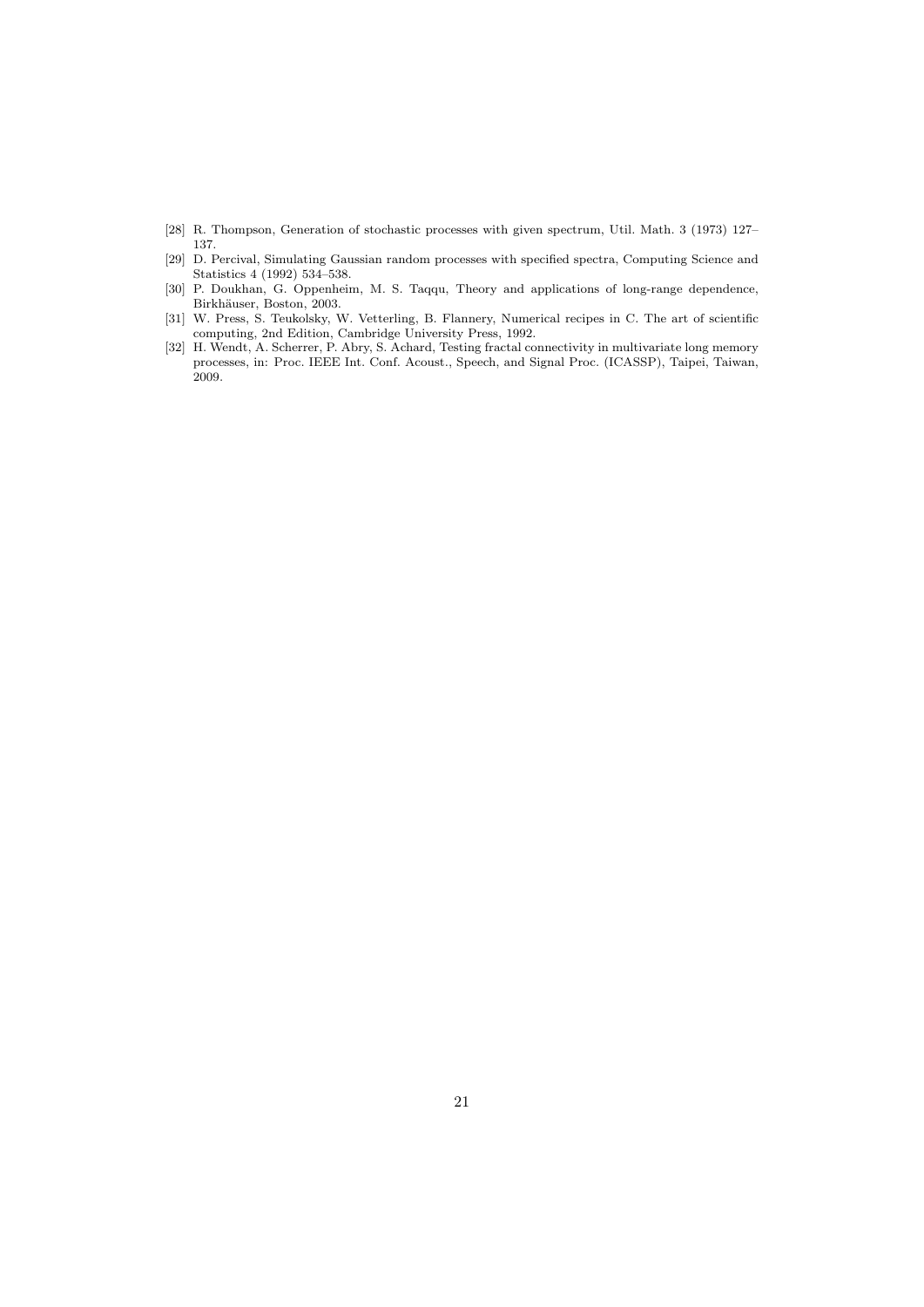[28] R. Thompson, Generation of stochastic processes with given spectrum, Util. Math. 3 (1973) 127–137.

[29] D. Percival, Simulating Gaussian random processes with specified spectra, Computing Science and Statistics 4 (1992) 534–538.

[30] P. Doukhan, G. Oppenheim, M. S. Taqqu, Theory and applications of long-range dependence, Birkhäuser, Boston, 2003.

[31] W. Press, S. Teukolsky, W. Vetterling, B. Flannery, Numerical recipes in C. The art of scientific computing, 2nd Edition, Cambridge University Press, 1992.

[32] H. Wendt, A. Scherrer, P. Abry, S. Achard, Testing fractal connectivity in multivariate long memory processes, in: Proc. IEEE Int. Conf. Acoust., Speech, and Signal Proc. (ICASSP), Taipei, Taiwan, 2009.